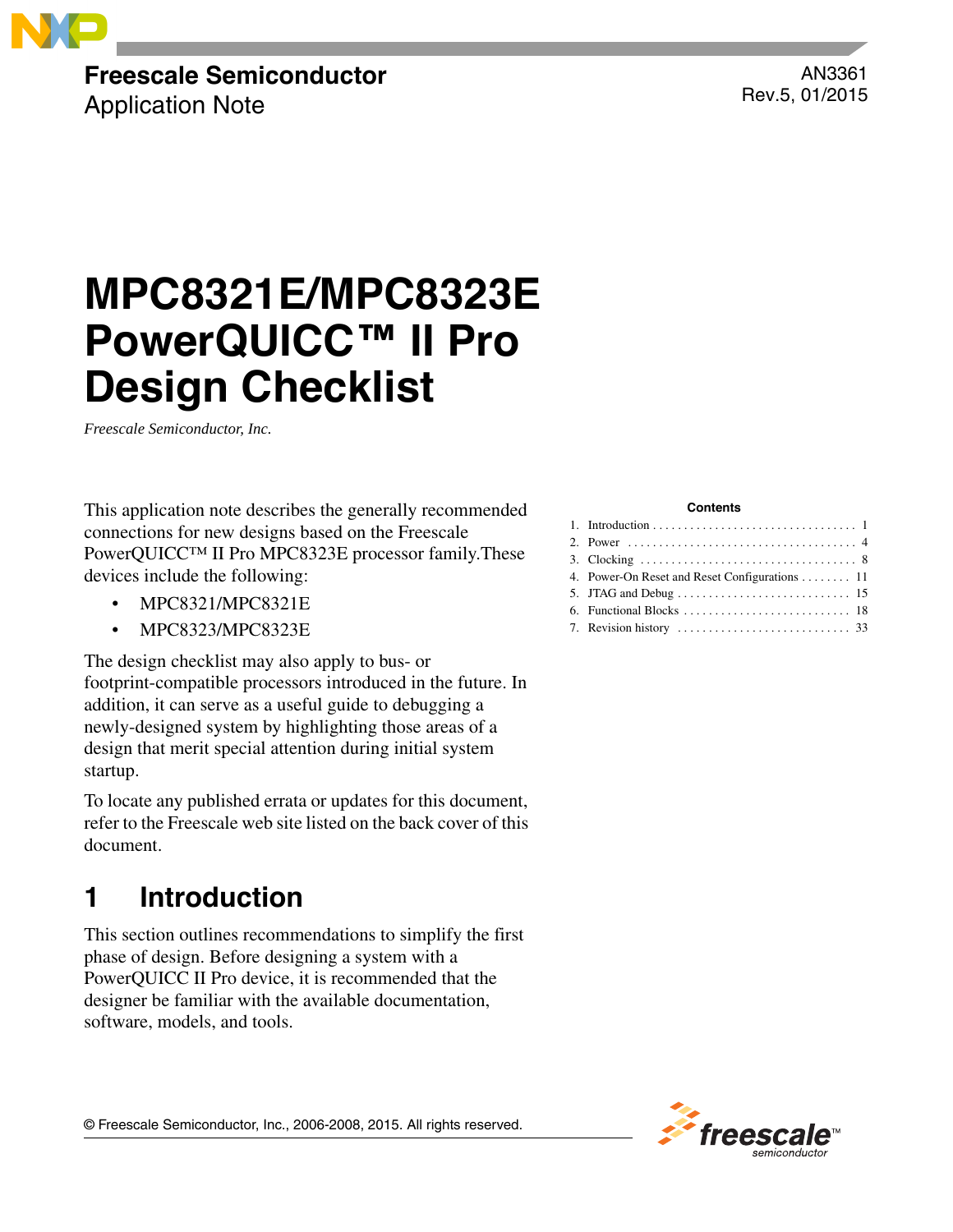Freescale Semiconductor
Application Note

AN3361
Rev.5, 01/2015

# MPC8321E/MPC8323E PowerQUICC™ II Pro Design Checklist

*Freescale Semiconductor, Inc.*

This application note describes the generally recommended connections for new designs based on the Freescale PowerQUICC™ II Pro MPC8323E processor family.These devices include the following:

- MPC8321/MPC8321E
- MPC8323/MPC8323E

The design checklist may also apply to bus- or footprint-compatible processors introduced in the future. In addition, it can serve as a useful guide to debugging a newly-designed system by highlighting those areas of a design that merit special attention during initial system startup.

To locate any published errata or updates for this document, refer to the Freescale web site listed on the back cover of this document.

**Contents**

1. Introduction . . . . . . . . . . . . . . . . . . . . . . . . . . . . . . . . 1
2. Power . . . . . . . . . . . . . . . . . . . . . . . . . . . . . . . . . . . . 4
3. Clocking . . . . . . . . . . . . . . . . . . . . . . . . . . . . . . . . . . 8
4. Power-On Reset and Reset Configurations . . . . . . . . 11
5. JTAG and Debug . . . . . . . . . . . . . . . . . . . . . . . . . . . 15
6. Functional Blocks . . . . . . . . . . . . . . . . . . . . . . . . . . 18
7. Revision history . . . . . . . . . . . . . . . . . . . . . . . . . . . 33

## 1 Introduction

This section outlines recommendations to simplify the first phase of design. Before designing a system with a PowerQUICC II Pro device, it is recommended that the designer be familiar with the available documentation, software, models, and tools.

© Freescale Semiconductor, Inc., 2006-2008, 2015. All rights reserved.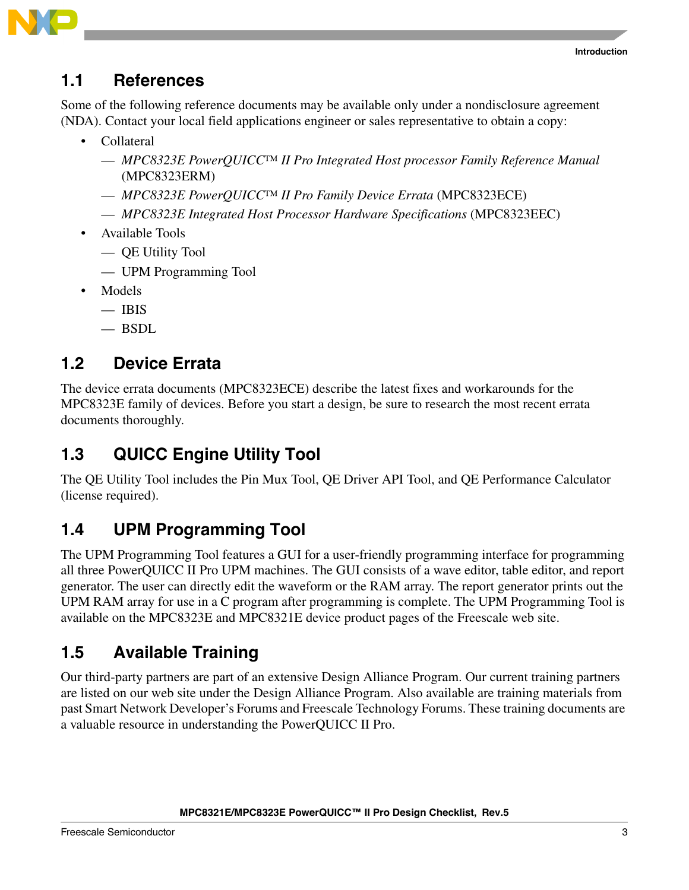## 1.1 References

Some of the following reference documents may be available only under a nondisclosure agreement (NDA). Contact your local field applications engineer or sales representative to obtain a copy:

- Collateral
  - — *MPC8323E PowerQUICC™ II Pro Integrated Host processor Family Reference Manual* (MPC8323ERM)
  - — *MPC8323E PowerQUICC™ II Pro Family Device Errata* (MPC8323ECE)
  - — *MPC8323E Integrated Host Processor Hardware Specifications* (MPC8323EEC)
- Available Tools
  - — QE Utility Tool
  - — UPM Programming Tool
- Models
  - — IBIS
  - — BSDL

## 1.2 Device Errata

The device errata documents (MPC8323ECE) describe the latest fixes and workarounds for the MPC8323E family of devices. Before you start a design, be sure to research the most recent errata documents thoroughly.

## 1.3 QUICC Engine Utility Tool

The QE Utility Tool includes the Pin Mux Tool, QE Driver API Tool, and QE Performance Calculator (license required).

## 1.4 UPM Programming Tool

The UPM Programming Tool features a GUI for a user-friendly programming interface for programming all three PowerQUICC II Pro UPM machines. The GUI consists of a wave editor, table editor, and report generator. The user can directly edit the waveform or the RAM array. The report generator prints out the UPM RAM array for use in a C program after programming is complete. The UPM Programming Tool is available on the MPC8323E and MPC8321E device product pages of the Freescale web site.

## 1.5 Available Training

Our third-party partners are part of an extensive Design Alliance Program. Our current training partners are listed on our web site under the Design Alliance Program. Also available are training materials from past Smart Network Developer's Forums and Freescale Technology Forums. These training documents are a valuable resource in understanding the PowerQUICC II Pro.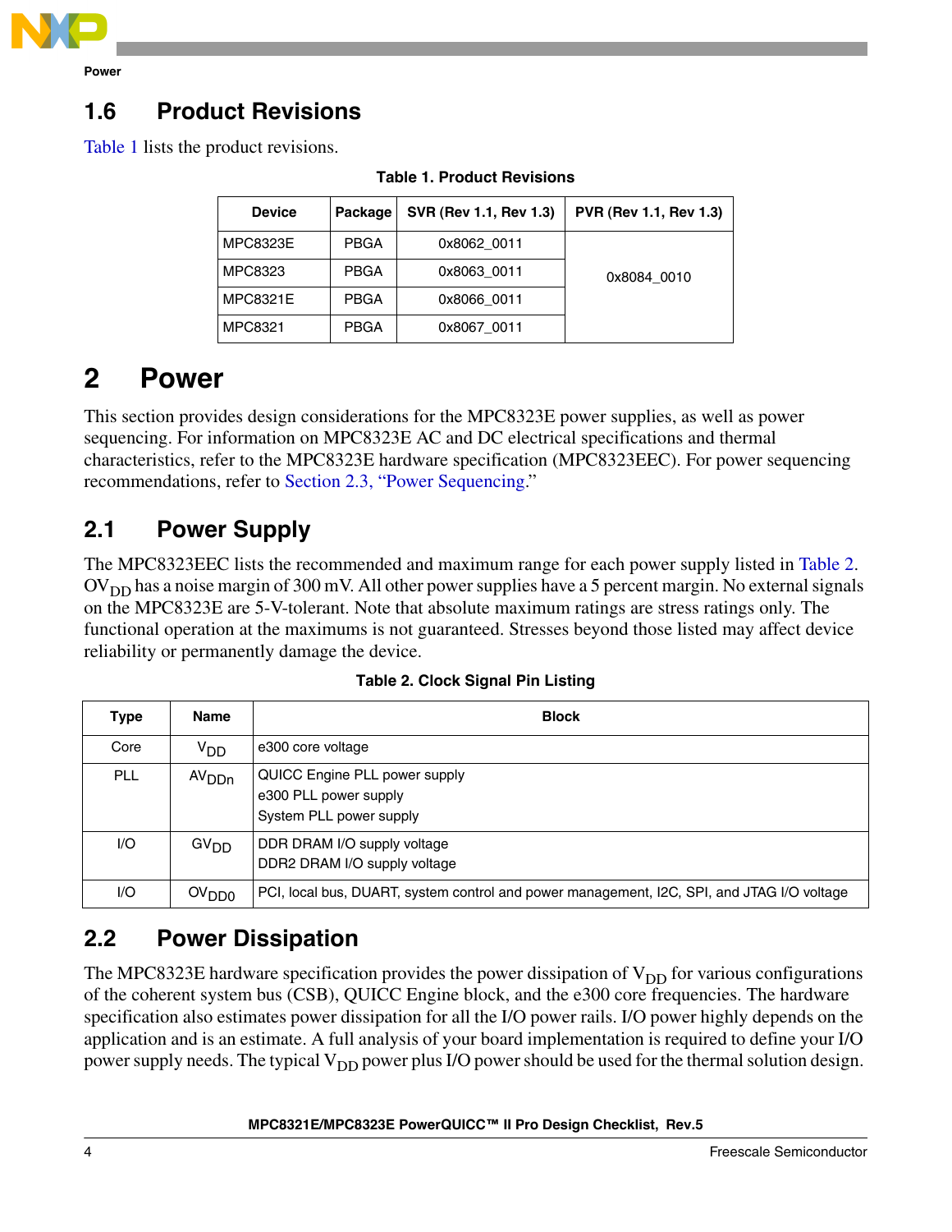## 1.6 Product Revisions

Table 1 lists the product revisions.

**Table 1. Product Revisions**

| Device | Package | SVR (Rev 1.1, Rev 1.3) | PVR (Rev 1.1, Rev 1.3) |
|---|---|---|---|
| MPC8323E | PBGA | 0x8062_0011 | 0x8084_0010 |
| MPC8323 | PBGA | 0x8063_0011 | |
| MPC8321E | PBGA | 0x8066_0011 | |
| MPC8321 | PBGA | 0x8067_0011 | |

# 2 Power

This section provides design considerations for the MPC8323E power supplies, as well as power sequencing. For information on MPC8323E AC and DC electrical specifications and thermal characteristics, refer to the MPC8323E hardware specification (MPC8323EEC). For power sequencing recommendations, refer to Section 2.3, "Power Sequencing."

## 2.1 Power Supply

The MPC8323EEC lists the recommended and maximum range for each power supply listed in Table 2. $OV_{DD}$ has a noise margin of 300 mV. All other power supplies have a 5 percent margin. No external signals on the MPC8323E are 5-V-tolerant. Note that absolute maximum ratings are stress ratings only. The functional operation at the maximums is not guaranteed. Stresses beyond those listed may affect device reliability or permanently damage the device.

**Table 2. Clock Signal Pin Listing**

| Type | Name | Block |
|---|---|---|
| Core | $V_{DD}$ | e300 core voltage |
| PLL | $AV_{DDn}$ | QUICC Engine PLL power supply<br>e300 PLL power supply<br>System PLL power supply |
| I/O | $GV_{DD}$ | DDR DRAM I/O supply voltage<br>DDR2 DRAM I/O supply voltage |
| I/O | $OV_{DD0}$ | PCI, local bus, DUART, system control and power management, I2C, SPI, and JTAG I/O voltage |

## 2.2 Power Dissipation

The MPC8323E hardware specification provides the power dissipation of $V_{DD}$ for various configurations of the coherent system bus (CSB), QUICC Engine block, and the e300 core frequencies. The hardware specification also estimates power dissipation for all the I/O power rails. I/O power highly depends on the application and is an estimate. A full analysis of your board implementation is required to define your I/O power supply needs. The typical $V_{DD}$ power plus I/O power should be used for the thermal solution design.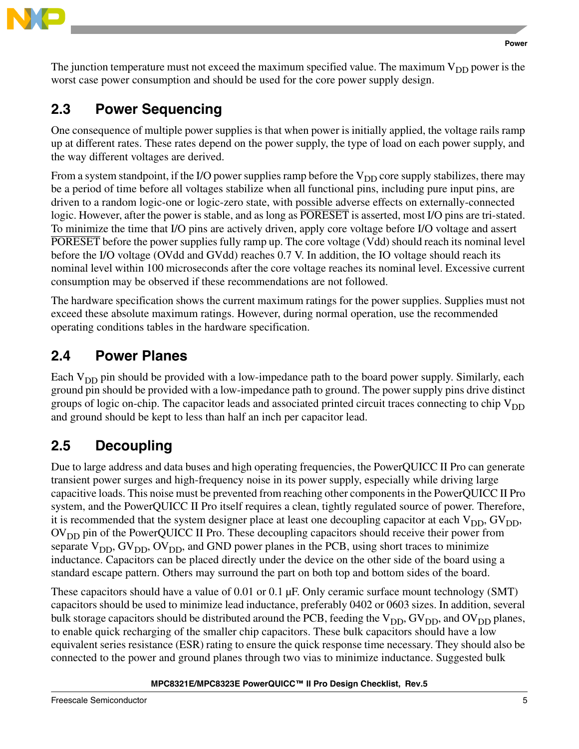The junction temperature must not exceed the maximum specified value. The maximum $V_{DD}$ power is the worst case power consumption and should be used for the core power supply design.

## 2.3 Power Sequencing

One consequence of multiple power supplies is that when power is initially applied, the voltage rails ramp up at different rates. These rates depend on the power supply, the type of load on each power supply, and the way different voltages are derived.

From a system standpoint, if the I/O power supplies ramp before the $V_{DD}$ core supply stabilizes, there may be a period of time before all voltages stabilize when all functional pins, including pure input pins, are driven to a random logic-one or logic-zero state, with possible adverse effects on externally-connected logic. However, after the power is stable, and as long as $\overline{\text{PORESET}}$ is asserted, most I/O pins are tri-stated. To minimize the time that I/O pins are actively driven, apply core voltage before I/O voltage and assert $\overline{\text{PORESET}}$ before the power supplies fully ramp up. The core voltage (Vdd) should reach its nominal level before the I/O voltage (OVdd and GVdd) reaches 0.7 V. In addition, the IO voltage should reach its nominal level within 100 microseconds after the core voltage reaches its nominal level. Excessive current consumption may be observed if these recommendations are not followed.

The hardware specification shows the current maximum ratings for the power supplies. Supplies must not exceed these absolute maximum ratings. However, during normal operation, use the recommended operating conditions tables in the hardware specification.

## 2.4 Power Planes

Each $V_{DD}$ pin should be provided with a low-impedance path to the board power supply. Similarly, each ground pin should be provided with a low-impedance path to ground. The power supply pins drive distinct groups of logic on-chip. The capacitor leads and associated printed circuit traces connecting to chip $V_{DD}$ and ground should be kept to less than half an inch per capacitor lead.

## 2.5 Decoupling

Due to large address and data buses and high operating frequencies, the PowerQUICC II Pro can generate transient power surges and high-frequency noise in its power supply, especially while driving large capacitive loads. This noise must be prevented from reaching other components in the PowerQUICC II Pro system, and the PowerQUICC II Pro itself requires a clean, tightly regulated source of power. Therefore, it is recommended that the system designer place at least one decoupling capacitor at each $V_{DD}$, $GV_{DD}$, $OV_{DD}$ pin of the PowerQUICC II Pro. These decoupling capacitors should receive their power from separate $V_{DD}$, $GV_{DD}$, $OV_{DD}$, and GND power planes in the PCB, using short traces to minimize inductance. Capacitors can be placed directly under the device on the other side of the board using a standard escape pattern. Others may surround the part on both top and bottom sides of the board.

These capacitors should have a value of 0.01 or 0.1 µF. Only ceramic surface mount technology (SMT) capacitors should be used to minimize lead inductance, preferably 0402 or 0603 sizes. In addition, several bulk storage capacitors should be distributed around the PCB, feeding the $V_{DD}$, $GV_{DD}$, and $OV_{DD}$ planes, to enable quick recharging of the smaller chip capacitors. These bulk capacitors should have a low equivalent series resistance (ESR) rating to ensure the quick response time necessary. They should also be connected to the power and ground planes through two vias to minimize inductance. Suggested bulk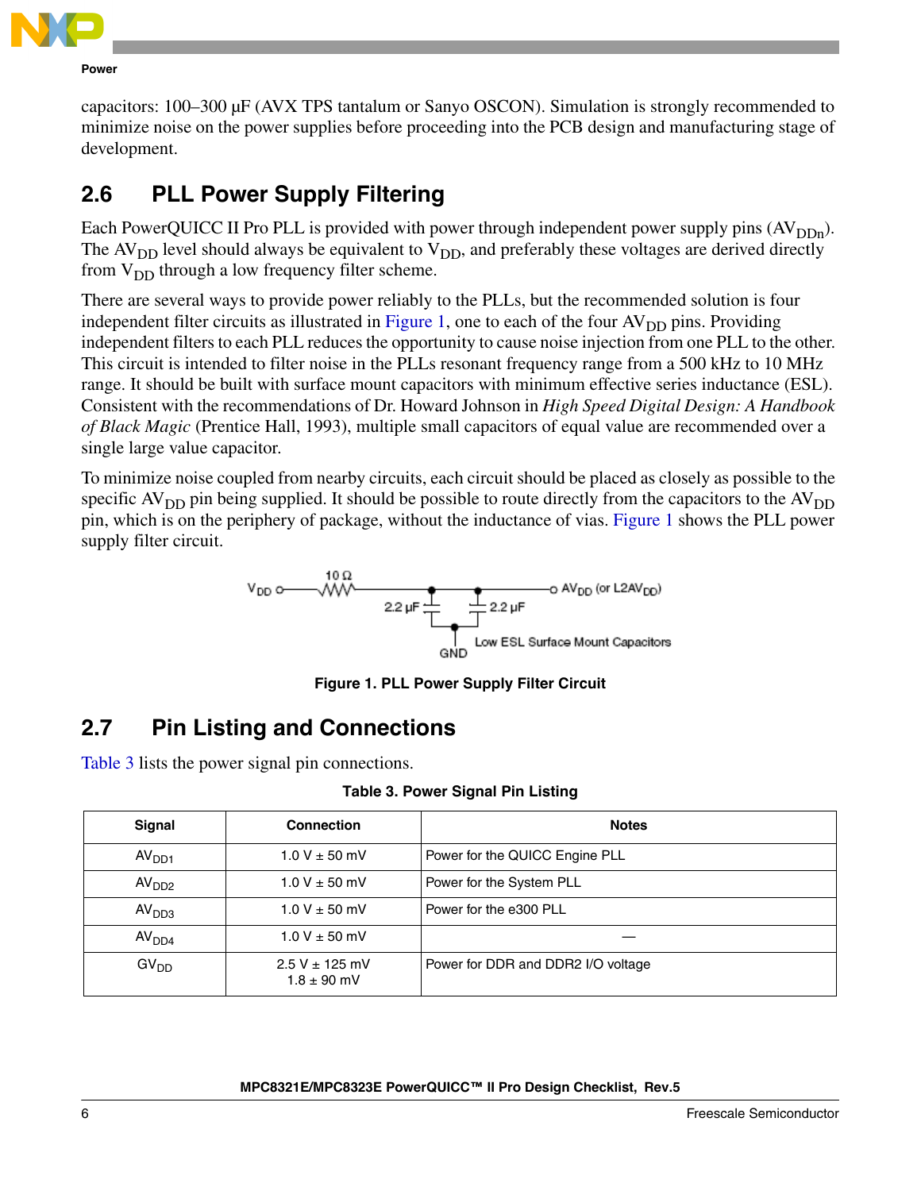capacitors: 100–300 μF (AVX TPS tantalum or Sanyo OSCON). Simulation is strongly recommended to minimize noise on the power supplies before proceeding into the PCB design and manufacturing stage of development.

## 2.6 PLL Power Supply Filtering

Each PowerQUICC II Pro PLL is provided with power through independent power supply pins ($AV_{DDn}$). The $AV_{DD}$ level should always be equivalent to $V_{DD}$, and preferably these voltages are derived directly from $V_{DD}$ through a low frequency filter scheme.

There are several ways to provide power reliably to the PLLs, but the recommended solution is four independent filter circuits as illustrated in Figure 1, one to each of the four $AV_{DD}$ pins. Providing independent filters to each PLL reduces the opportunity to cause noise injection from one PLL to the other. This circuit is intended to filter noise in the PLLs resonant frequency range from a 500 kHz to 10 MHz range. It should be built with surface mount capacitors with minimum effective series inductance (ESL). Consistent with the recommendations of Dr. Howard Johnson in *High Speed Digital Design: A Handbook of Black Magic* (Prentice Hall, 1993), multiple small capacitors of equal value are recommended over a single large value capacitor.

To minimize noise coupled from nearby circuits, each circuit should be placed as closely as possible to the specific $AV_{DD}$ pin being supplied. It should be possible to route directly from the capacitors to the $AV_{DD}$ pin, which is on the periphery of package, without the inductance of vias. Figure 1 shows the PLL power supply filter circuit.

$V_{DD}$ — 10 Ω — $AV_{DD}$ (or $L2AV_{DD}$)
2.2 μF, 2.2 μF to GND — Low ESL Surface Mount Capacitors

**Figure 1. PLL Power Supply Filter Circuit**

## 2.7 Pin Listing and Connections

Table 3 lists the power signal pin connections.

**Table 3. Power Signal Pin Listing**

| Signal | Connection | Notes |
|---|---|---|
| $AV_{DD1}$ | 1.0 V ± 50 mV | Power for the QUICC Engine PLL |
| $AV_{DD2}$ | 1.0 V ± 50 mV | Power for the System PLL |
| $AV_{DD3}$ | 1.0 V ± 50 mV | Power for the e300 PLL |
| $AV_{DD4}$ | 1.0 V ± 50 mV | — |
| $GV_{DD}$ | 2.5 V ± 125 mV<br>1.8 ± 90 mV | Power for DDR and DDR2 I/O voltage |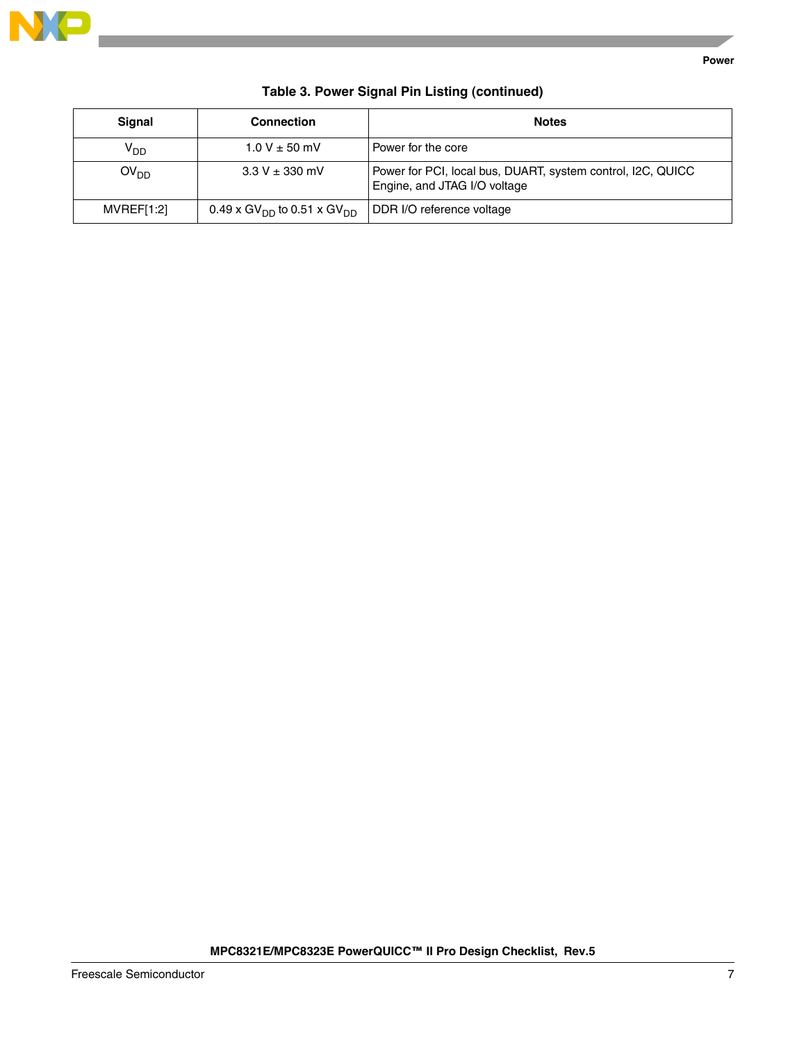**Table 3. Power Signal Pin Listing (continued)**

| Signal | Connection | Notes |
|---|---|---|
| $V_{DD}$ | 1.0 V ± 50 mV | Power for the core |
| $OV_{DD}$ | 3.3 V ± 330 mV | Power for PCI, local bus, DUART, system control, I2C, QUICC Engine, and JTAG I/O voltage |
| MVREF[1:2] | 0.49 x $GV_{DD}$ to 0.51 x $GV_{DD}$ | DDR I/O reference voltage |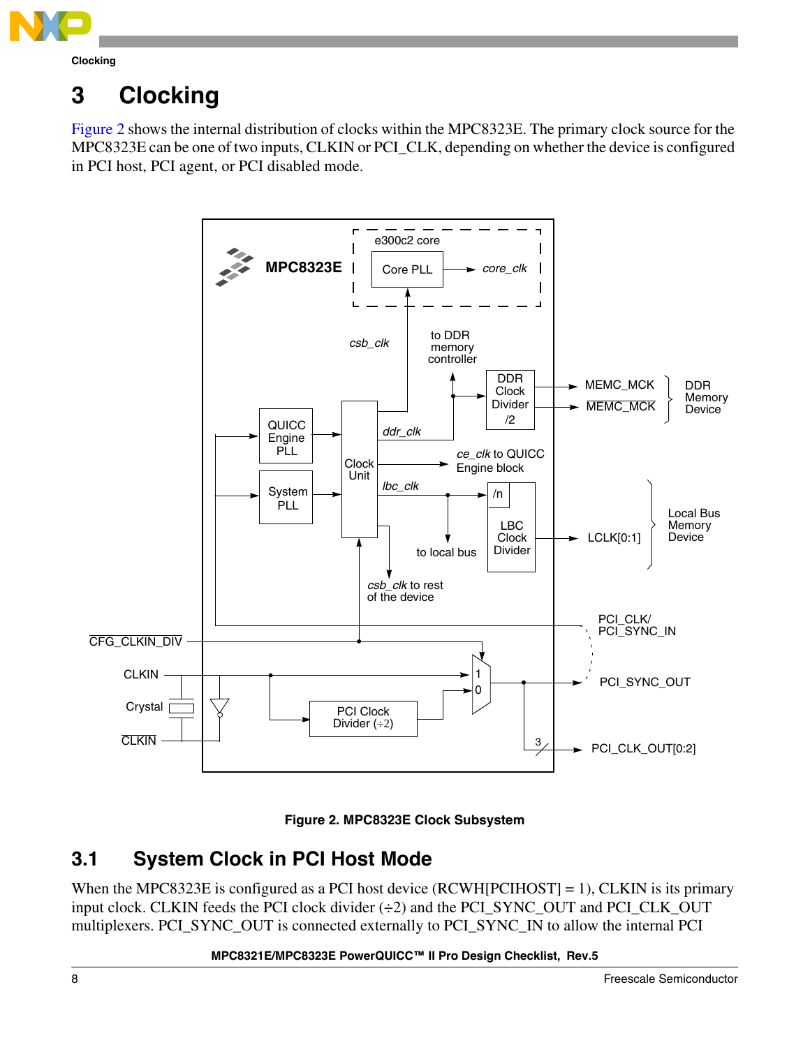# 3 Clocking

Figure 2 shows the internal distribution of clocks within the MPC8323E. The primary clock source for the MPC8323E can be one of two inputs, CLKIN or PCI_CLK, depending on whether the device is configured in PCI host, PCI agent, or PCI disabled mode.

**Figure 2. MPC8323E Clock Subsystem**

## 3.1 System Clock in PCI Host Mode

When the MPC8323E is configured as a PCI host device (RCWH[PCIHOST] = 1), CLKIN is its primary input clock. CLKIN feeds the PCI clock divider (÷2) and the PCI_SYNC_OUT and PCI_CLK_OUT multiplexers. PCI_SYNC_OUT is connected externally to PCI_SYNC_IN to allow the internal PCI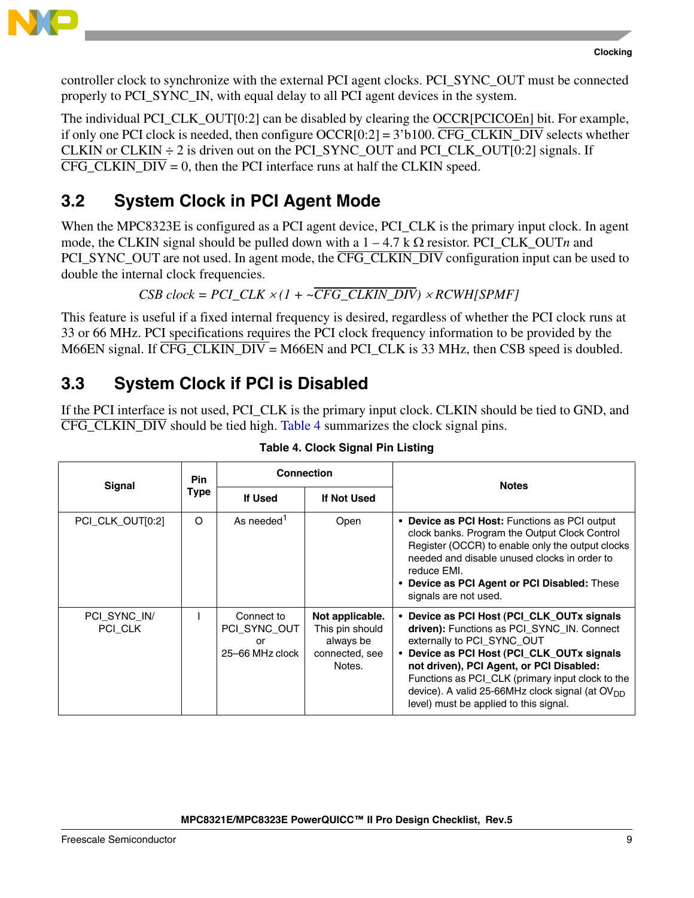controller clock to synchronize with the external PCI agent clocks. PCI_SYNC_OUT must be connected properly to PCI_SYNC_IN, with equal delay to all PCI agent devices in the system.

The individual PCI_CLK_OUT[0:2] can be disabled by clearing the OCCR[PCICOEn] bit. For example, if only one PCI clock is needed, then configure OCCR[0:2] = 3'b100. $\overline{\text{CFG\_CLKIN\_DIV}}$ selects whether CLKIN or CLKIN ÷ 2 is driven out on the PCI_SYNC_OUT and PCI_CLK_OUT[0:2] signals. If $\overline{\text{CFG\_CLKIN\_DIV}}$ = 0, then the PCI interface runs at half the CLKIN speed.

## 3.2 System Clock in PCI Agent Mode

When the MPC8323E is configured as a PCI agent device, PCI_CLK is the primary input clock. In agent mode, the CLKIN signal should be pulled down with a 1 – 4.7 k Ω resistor. PCI_CLK_OUT*n* and PCI_SYNC_OUT are not used. In agent mode, the $\overline{\text{CFG\_CLKIN\_DIV}}$ configuration input can be used to double the internal clock frequencies.

$$CSB\ clock = PCI\_CLK \times (1 + \sim\overline{CFG\_CLKIN\_DIV}) \times RCWH[SPMF]$$

This feature is useful if a fixed internal frequency is desired, regardless of whether the PCI clock runs at 33 or 66 MHz. PCI specifications requires the PCI clock frequency information to be provided by the M66EN signal. If $\overline{\text{CFG\_CLKIN\_DIV}}$ = M66EN and PCI_CLK is 33 MHz, then CSB speed is doubled.

## 3.3 System Clock if PCI is Disabled

If the PCI interface is not used, PCI_CLK is the primary input clock. CLKIN should be tied to GND, and $\overline{\text{CFG\_CLKIN\_DIV}}$ should be tied high. Table 4 summarizes the clock signal pins.

**Table 4. Clock Signal Pin Listing**

| Signal | Pin Type | Connection | | Notes |
|---|---|---|---|---|
| | | If Used | If Not Used | |
| PCI_CLK_OUT[0:2] | O | As needed[1] | Open | • **Device as PCI Host:** Functions as PCI output clock banks. Program the Output Clock Control Register (OCCR) to enable only the output clocks needed and disable unused clocks in order to reduce EMI. • **Device as PCI Agent or PCI Disabled:** These signals are not used. |
| PCI_SYNC_IN/ PCI_CLK | I | Connect to PCI_SYNC_OUT or 25–66 MHz clock | **Not applicable.** This pin should always be connected, see Notes. | • **Device as PCI Host (PCI_CLK_OUTx signals driven):** Functions as PCI_SYNC_IN. Connect externally to PCI_SYNC_OUT • **Device as PCI Host (PCI_CLK_OUTx signals not driven), PCI Agent, or PCI Disabled:** Functions as PCI_CLK (primary input clock to the device). A valid 25-66MHz clock signal (at $OV_{DD}$ level) must be applied to this signal. |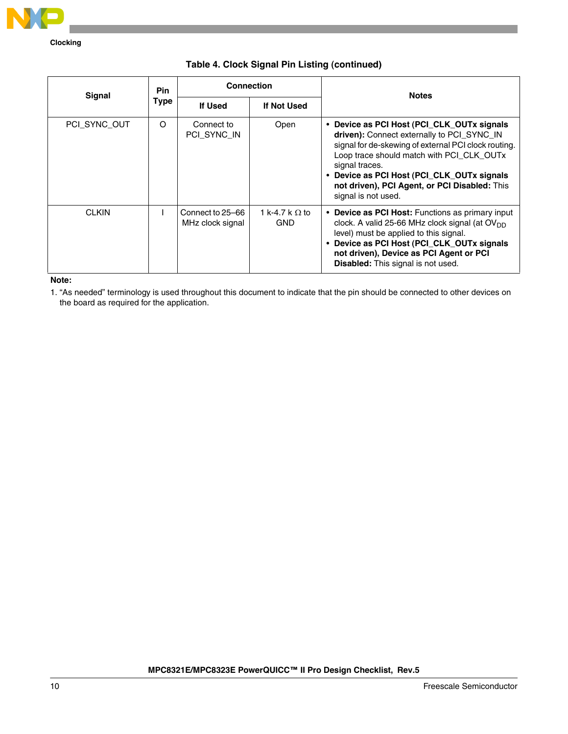**Table 4. Clock Signal Pin Listing (continued)**

| Signal | Pin Type | Connection | | Notes |
|---|---|---|---|---|
| | | If Used | If Not Used | |
| PCI_SYNC_OUT | O | Connect to PCI_SYNC_IN | Open | • **Device as PCI Host (PCI_CLK_OUTx signals driven):** Connect externally to PCI_SYNC_IN signal for de-skewing of external PCI clock routing. Loop trace should match with PCI_CLK_OUTx signal traces.<br>• **Device as PCI Host (PCI_CLK_OUTx signals not driven), PCI Agent, or PCI Disabled:** This signal is not used. |
| CLKIN | I | Connect to 25–66 MHz clock signal | 1 k-4.7 k Ω to GND | • **Device as PCI Host:** Functions as primary input clock. A valid 25-66 MHz clock signal (at $OV_{DD}$ level) must be applied to this signal.<br>• **Device as PCI Host (PCI_CLK_OUTx signals not driven), Device as PCI Agent or PCI Disabled:** This signal is not used. |

**Note:**

1. "As needed" terminology is used throughout this document to indicate that the pin should be connected to other devices on the board as required for the application.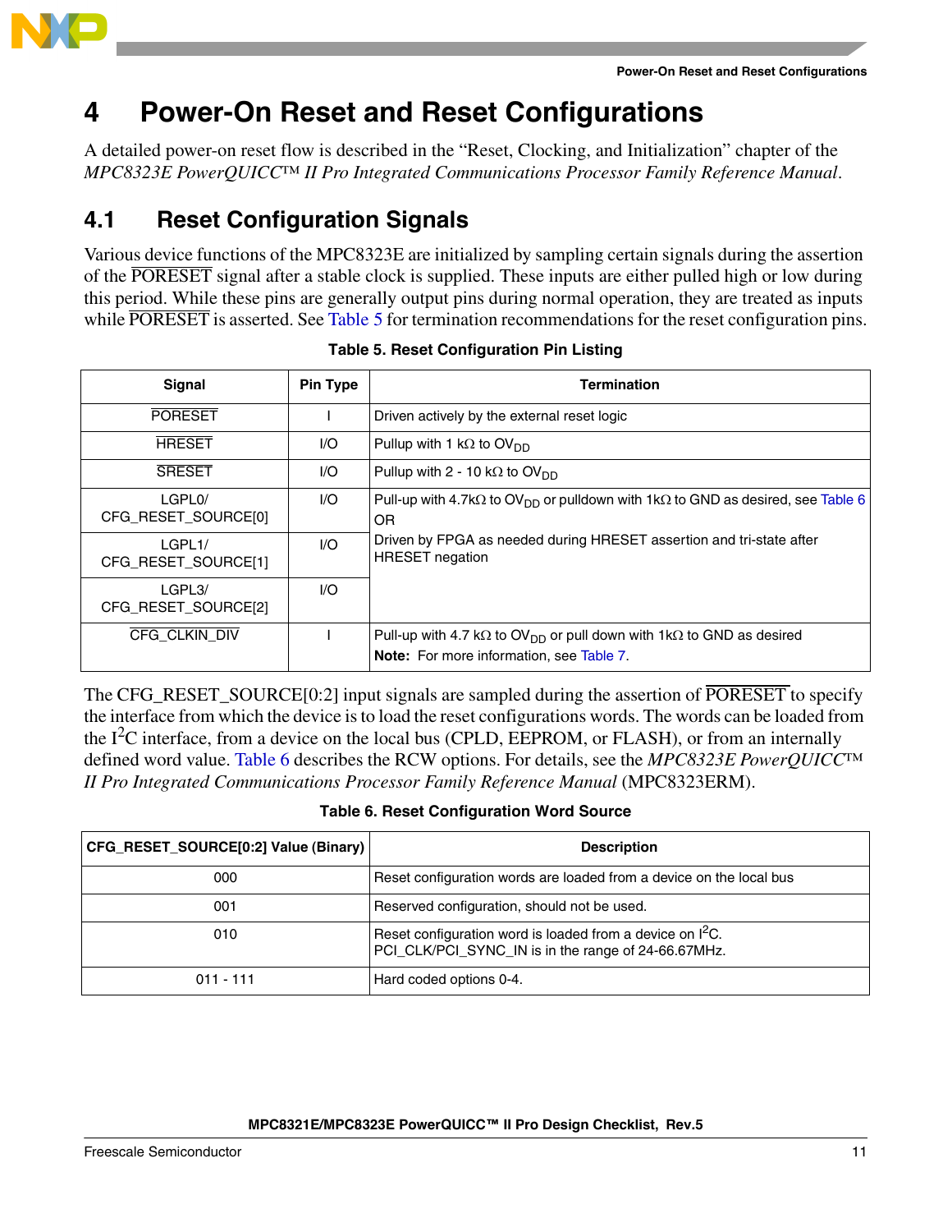# 4 Power-On Reset and Reset Configurations

A detailed power-on reset flow is described in the “Reset, Clocking, and Initialization” chapter of the *MPC8323E PowerQUICC™ II Pro Integrated Communications Processor Family Reference Manual*.

## 4.1 Reset Configuration Signals

Various device functions of the MPC8323E are initialized by sampling certain signals during the assertion of the $\overline{\text{PORESET}}$ signal after a stable clock is supplied. These inputs are either pulled high or low during this period. While these pins are generally output pins during normal operation, they are treated as inputs while $\overline{\text{PORESET}}$ is asserted. See Table 5 for termination recommendations for the reset configuration pins.

**Table 5. Reset Configuration Pin Listing**

| Signal | Pin Type | Termination |
|---|---|---|
| $\overline{\text{PORESET}}$ | I | Driven actively by the external reset logic |
| $\overline{\text{HRESET}}$ | I/O | Pullup with 1 kΩ to $OV_{DD}$ |
| $\overline{\text{SRESET}}$ | I/O | Pullup with 2 - 10 kΩ to $OV_{DD}$ |
| LGPL0/ CFG_RESET_SOURCE[0] | I/O | Pull-up with 4.7kΩ to $OV_{DD}$ or pulldown with 1kΩ to GND as desired, see Table 6 OR Driven by FPGA as needed during HRESET assertion and tri-state after HRESET negation |
| LGPL1/ CFG_RESET_SOURCE[1] | I/O | |
| LGPL3/ CFG_RESET_SOURCE[2] | I/O | |
| $\overline{\text{CFG\_CLKIN\_DIV}}$ | I | Pull-up with 4.7 kΩ to $OV_{DD}$ or pull down with 1kΩ to GND as desired **Note:** For more information, see Table 7. |

The CFG_RESET_SOURCE[0:2] input signals are sampled during the assertion of $\overline{\text{PORESET}}$ to specify the interface from which the device is to load the reset configurations words. The words can be loaded from the $I^2C$ interface, from a device on the local bus (CPLD, EEPROM, or FLASH), or from an internally defined word value. Table 6 describes the RCW options. For details, see the *MPC8323E PowerQUICC™ II Pro Integrated Communications Processor Family Reference Manual* (MPC8323ERM).

**Table 6. Reset Configuration Word Source**

| CFG_RESET_SOURCE[0:2] Value (Binary) | Description |
|---|---|
| 000 | Reset configuration words are loaded from a device on the local bus |
| 001 | Reserved configuration, should not be used. |
| 010 | Reset configuration word is loaded from a device on $I^2C$. PCI_CLK/PCI_SYNC_IN is in the range of 24-66.67MHz. |
| 011 - 111 | Hard coded options 0-4. |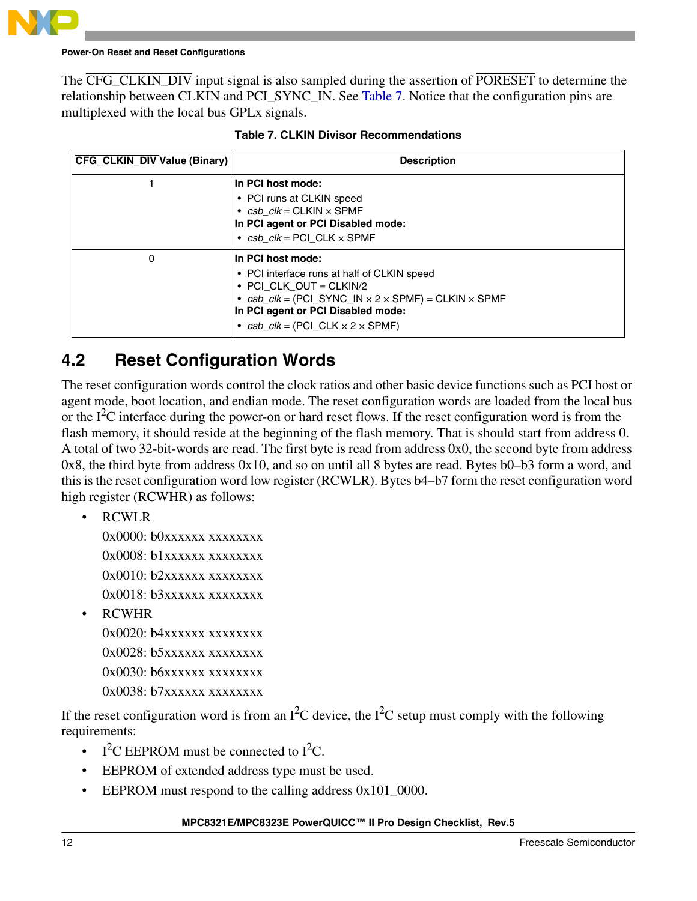The CFG_CLKIN_DIV input signal is also sampled during the assertion of PORESET to determine the relationship between CLKIN and PCI_SYNC_IN. See Table 7. Notice that the configuration pins are multiplexed with the local bus GPLx signals.

**Table 7. CLKIN Divisor Recommendations**

| CFG_CLKIN_DIV Value (Binary) | Description |
|---|---|
| 1 | **In PCI host mode:**<br>• PCI runs at CLKIN speed<br>• *csb_clk* = CLKIN × SPMF<br>**In PCI agent or PCI Disabled mode:**<br>• *csb_clk* = PCI_CLK × SPMF |
| 0 | **In PCI host mode:**<br>• PCI interface runs at half of CLKIN speed<br>• PCI_CLK_OUT = CLKIN/2<br>• *csb_clk* = (PCI_SYNC_IN × 2 × SPMF) = CLKIN × SPMF<br>**In PCI agent or PCI Disabled mode:**<br>• *csb_clk* = (PCI_CLK × 2 × SPMF) |

## 4.2 Reset Configuration Words

The reset configuration words control the clock ratios and other basic device functions such as PCI host or agent mode, boot location, and endian mode. The reset configuration words are loaded from the local bus or the I$^2$C interface during the power-on or hard reset flows. If the reset configuration word is from the flash memory, it should reside at the beginning of the flash memory. That is should start from address 0. A total of two 32-bit-words are read. The first byte is read from address 0x0, the second byte from address 0x8, the third byte from address 0x10, and so on until all 8 bytes are read. Bytes b0–b3 form a word, and this is the reset configuration word low register (RCWLR). Bytes b4–b7 form the reset configuration word high register (RCWHR) as follows:

- RCWLR

  0x0000: b0xxxxxx xxxxxxxx

  0x0008: b1xxxxxx xxxxxxxx

  0x0010: b2xxxxxx xxxxxxxx

  0x0018: b3xxxxxx xxxxxxxx

- RCWHR

  0x0020: b4xxxxxx xxxxxxxx

  0x0028: b5xxxxxx xxxxxxxx

  0x0030: b6xxxxxx xxxxxxxx

  0x0038: b7xxxxxx xxxxxxxx

If the reset configuration word is from an I$^2$C device, the I$^2$C setup must comply with the following requirements:

- I$^2$C EEPROM must be connected to I$^2$C.
- EEPROM of extended address type must be used.
- EEPROM must respond to the calling address 0x101_0000.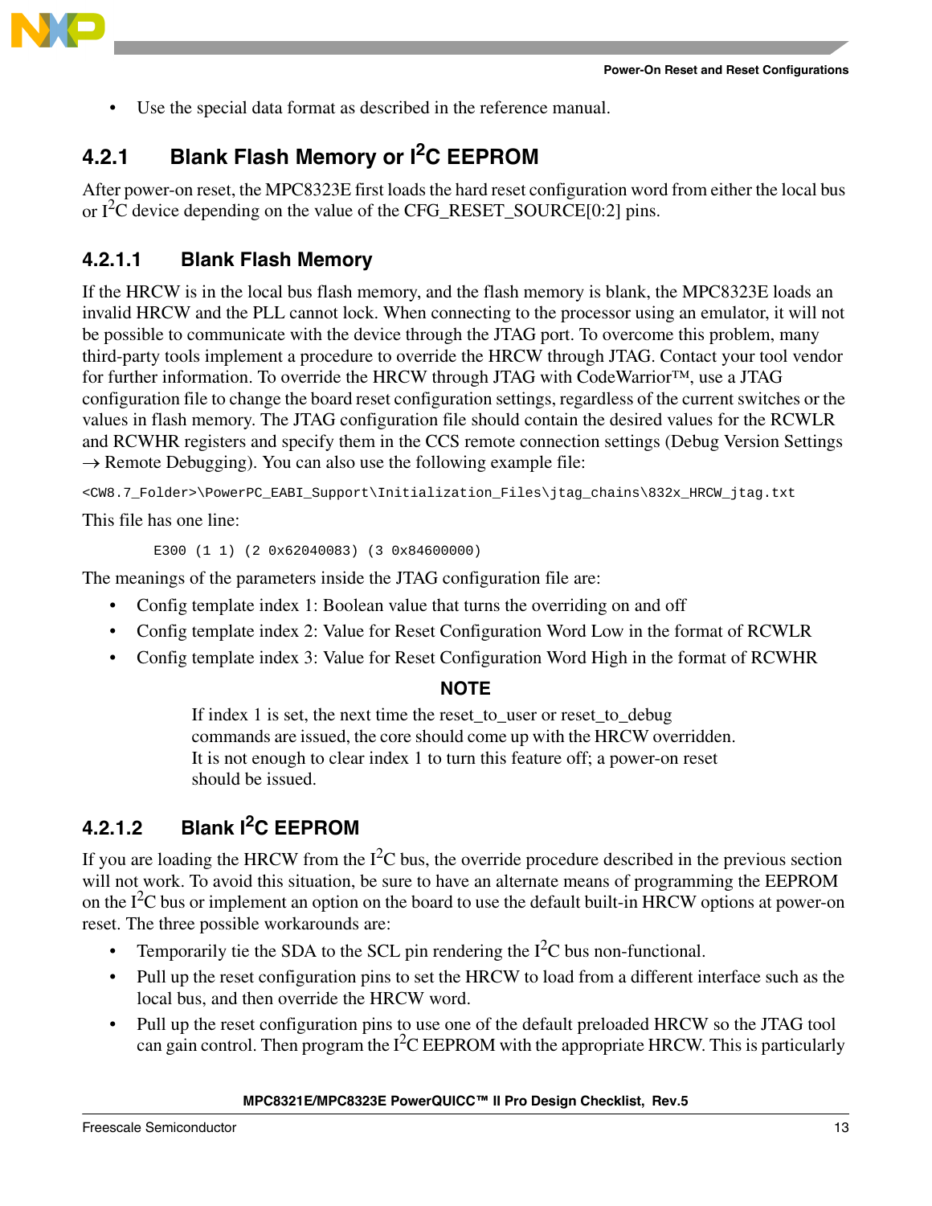- Use the special data format as described in the reference manual.

### 4.2.1 Blank Flash Memory or I$^2$C EEPROM

After power-on reset, the MPC8323E first loads the hard reset configuration word from either the local bus or I$^2$C device depending on the value of the CFG_RESET_SOURCE[0:2] pins.

#### 4.2.1.1 Blank Flash Memory

If the HRCW is in the local bus flash memory, and the flash memory is blank, the MPC8323E loads an invalid HRCW and the PLL cannot lock. When connecting to the processor using an emulator, it will not be possible to communicate with the device through the JTAG port. To overcome this problem, many third-party tools implement a procedure to override the HRCW through JTAG. Contact your tool vendor for further information. To override the HRCW through JTAG with CodeWarrior™, use a JTAG configuration file to change the board reset configuration settings, regardless of the current switches or the values in flash memory. The JTAG configuration file should contain the desired values for the RCWLR and RCWHR registers and specify them in the CCS remote connection settings (Debug Version Settings → Remote Debugging). You can also use the following example file:

```
<CW8.7_Folder>\PowerPC_EABI_Support\Initialization_Files\jtag_chains\832x_HRCW_jtag.txt
```

This file has one line:

```
E300 (1 1) (2 0x62040083) (3 0x84600000)
```

The meanings of the parameters inside the JTAG configuration file are:

- Config template index 1: Boolean value that turns the overriding on and off
- Config template index 2: Value for Reset Configuration Word Low in the format of RCWLR
- Config template index 3: Value for Reset Configuration Word High in the format of RCWHR

**NOTE**

If index 1 is set, the next time the reset_to_user or reset_to_debug commands are issued, the core should come up with the HRCW overridden. It is not enough to clear index 1 to turn this feature off; a power-on reset should be issued.

#### 4.2.1.2 Blank I$^2$C EEPROM

If you are loading the HRCW from the I$^2$C bus, the override procedure described in the previous section will not work. To avoid this situation, be sure to have an alternate means of programming the EEPROM on the I$^2$C bus or implement an option on the board to use the default built-in HRCW options at power-on reset. The three possible workarounds are:

- Temporarily tie the SDA to the SCL pin rendering the I$^2$C bus non-functional.
- Pull up the reset configuration pins to set the HRCW to load from a different interface such as the local bus, and then override the HRCW word.
- Pull up the reset configuration pins to use one of the default preloaded HRCW so the JTAG tool can gain control. Then program the I$^2$C EEPROM with the appropriate HRCW. This is particularly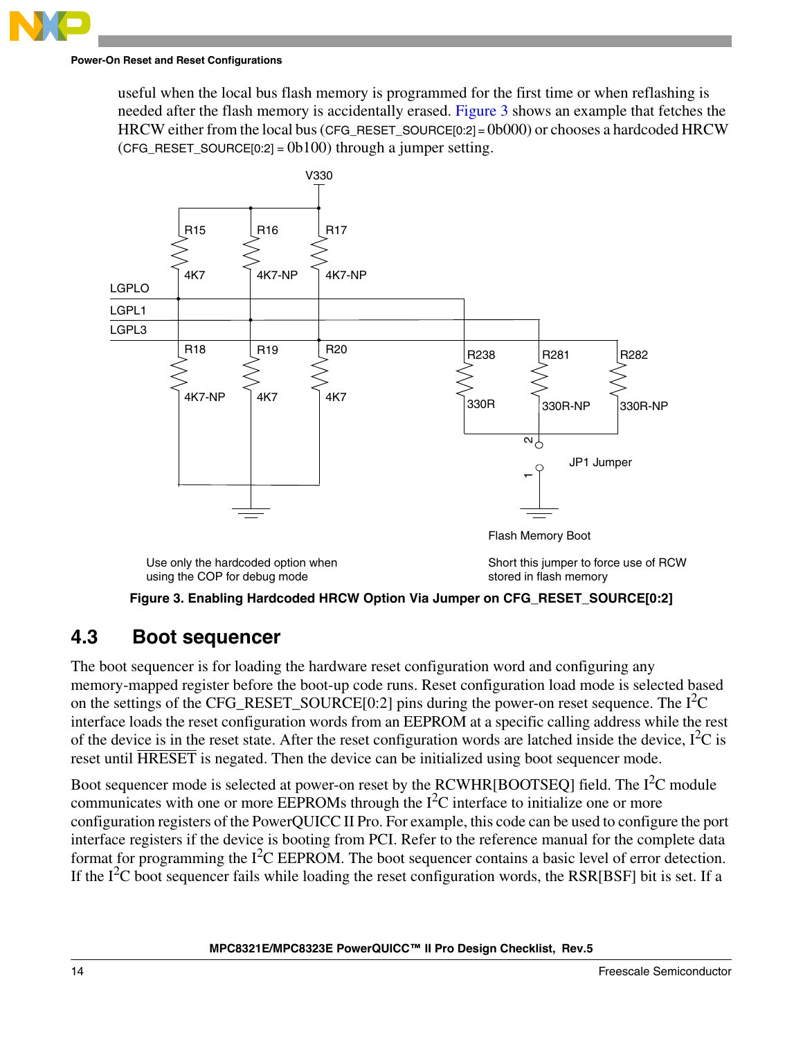useful when the local bus flash memory is programmed for the first time or when reflashing is needed after the flash memory is accidentally erased. Figure 3 shows an example that fetches the HRCW either from the local bus (CFG_RESET_SOURCE[0:2] = 0b000) or chooses a hardcoded HRCW (CFG_RESET_SOURCE[0:2] = 0b100) through a jumper setting.

Figure 3. Enabling Hardcoded HRCW Option Via Jumper on CFG_RESET_SOURCE[0:2]

## 4.3 Boot sequencer

The boot sequencer is for loading the hardware reset configuration word and configuring any memory-mapped register before the boot-up code runs. Reset configuration load mode is selected based on the settings of the CFG_RESET_SOURCE[0:2] pins during the power-on reset sequence. The $I^2C$ interface loads the reset configuration words from an EEPROM at a specific calling address while the rest of the device is in the reset state. After the reset configuration words are latched inside the device, $I^2C$ is reset until $\overline{\text{HRESET}}$ is negated. Then the device can be initialized using boot sequencer mode.

Boot sequencer mode is selected at power-on reset by the RCWHR[BOOTSEQ] field. The $I^2C$ module communicates with one or more EEPROMs through the $I^2C$ interface to initialize one or more configuration registers of the PowerQUICC II Pro. For example, this code can be used to configure the port interface registers if the device is booting from PCI. Refer to the reference manual for the complete data format for programming the $I^2C$ EEPROM. The boot sequencer contains a basic level of error detection. If the $I^2C$ boot sequencer fails while loading the reset configuration words, the RSR[BSF] bit is set. If a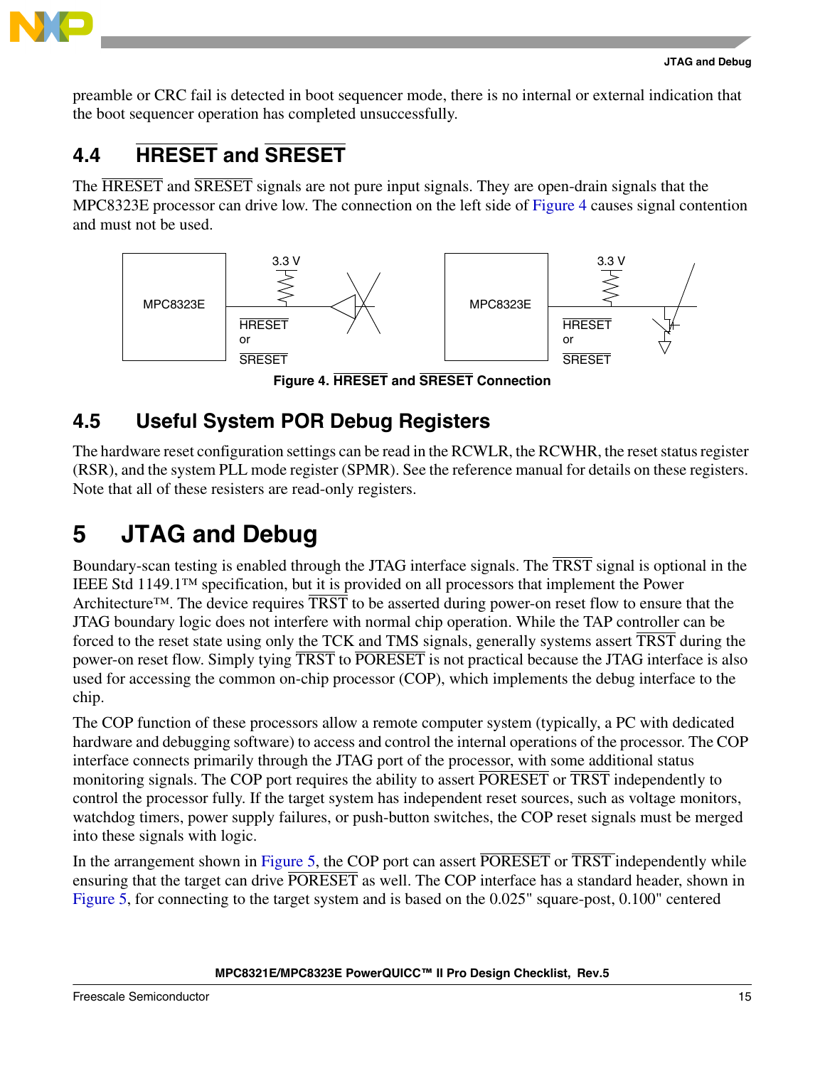preamble or CRC fail is detected in boot sequencer mode, there is no internal or external indication that the boot sequencer operation has completed unsuccessfully.

## 4.4 HRESET and SRESET

The HRESET and SRESET signals are not pure input signals. They are open-drain signals that the MPC8323E processor can drive low. The connection on the left side of Figure 4 causes signal contention and must not be used.

**Figure 4. HRESET and SRESET Connection**

## 4.5 Useful System POR Debug Registers

The hardware reset configuration settings can be read in the RCWLR, the RCWHR, the reset status register (RSR), and the system PLL mode register (SPMR). See the reference manual for details on these registers. Note that all of these resisters are read-only registers.

# 5 JTAG and Debug

Boundary-scan testing is enabled through the JTAG interface signals. The TRST signal is optional in the IEEE Std 1149.1™ specification, but it is provided on all processors that implement the Power Architecture™. The device requires TRST to be asserted during power-on reset flow to ensure that the JTAG boundary logic does not interfere with normal chip operation. While the TAP controller can be forced to the reset state using only the TCK and TMS signals, generally systems assert TRST during the power-on reset flow. Simply tying TRST to PORESET is not practical because the JTAG interface is also used for accessing the common on-chip processor (COP), which implements the debug interface to the chip.

The COP function of these processors allow a remote computer system (typically, a PC with dedicated hardware and debugging software) to access and control the internal operations of the processor. The COP interface connects primarily through the JTAG port of the processor, with some additional status monitoring signals. The COP port requires the ability to assert PORESET or TRST independently to control the processor fully. If the target system has independent reset sources, such as voltage monitors, watchdog timers, power supply failures, or push-button switches, the COP reset signals must be merged into these signals with logic.

In the arrangement shown in Figure 5, the COP port can assert PORESET or TRST independently while ensuring that the target can drive PORESET as well. The COP interface has a standard header, shown in Figure 5, for connecting to the target system and is based on the 0.025" square-post, 0.100" centered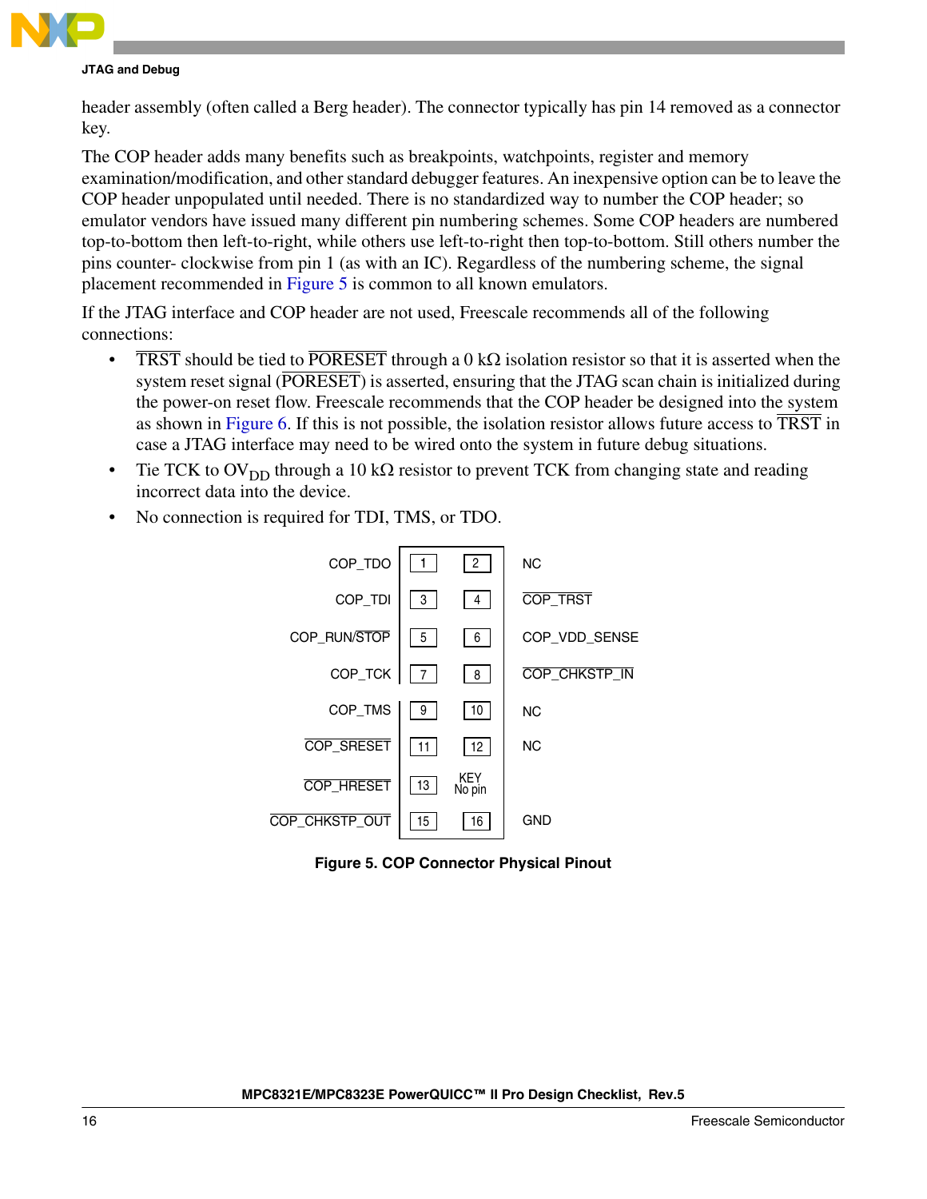header assembly (often called a Berg header). The connector typically has pin 14 removed as a connector key.

The COP header adds many benefits such as breakpoints, watchpoints, register and memory examination/modification, and other standard debugger features. An inexpensive option can be to leave the COP header unpopulated until needed. There is no standardized way to number the COP header; so emulator vendors have issued many different pin numbering schemes. Some COP headers are numbered top-to-bottom then left-to-right, while others use left-to-right then top-to-bottom. Still others number the pins counter- clockwise from pin 1 (as with an IC). Regardless of the numbering scheme, the signal placement recommended in Figure 5 is common to all known emulators.

If the JTAG interface and COP header are not used, Freescale recommends all of the following connections:

- $\overline{\text{TRST}}$ should be tied to $\overline{\text{PORESET}}$ through a 0 kΩ isolation resistor so that it is asserted when the system reset signal ($\overline{\text{PORESET}}$) is asserted, ensuring that the JTAG scan chain is initialized during the power-on reset flow. Freescale recommends that the COP header be designed into the system as shown in Figure 6. If this is not possible, the isolation resistor allows future access to $\overline{\text{TRST}}$ in case a JTAG interface may need to be wired onto the system in future debug situations.
- Tie TCK to $OV_{DD}$ through a 10 kΩ resistor to prevent TCK from changing state and reading incorrect data into the device.
- No connection is required for TDI, TMS, or TDO.

| Signal | Pin | Pin | Signal |
|---|---|---|---|
| COP_TDO | 1 | 2 | NC |
| COP_TDI | 3 | 4 | $\overline{\text{COP\_TRST}}$ |
| COP_RUN/$\overline{\text{STOP}}$ | 5 | 6 | COP_VDD_SENSE |
| COP_TCK | 7 | 8 | $\overline{\text{COP\_CHKSTP\_IN}}$ |
| COP_TMS | 9 | 10 | NC |
| $\overline{\text{COP\_SRESET}}$ | 11 | 12 | NC |
| $\overline{\text{COP\_HRESET}}$ | 13 | KEY No pin | |
| $\overline{\text{COP\_CHKSTP\_OUT}}$ | 15 | 16 | GND |

**Figure 5. COP Connector Physical Pinout**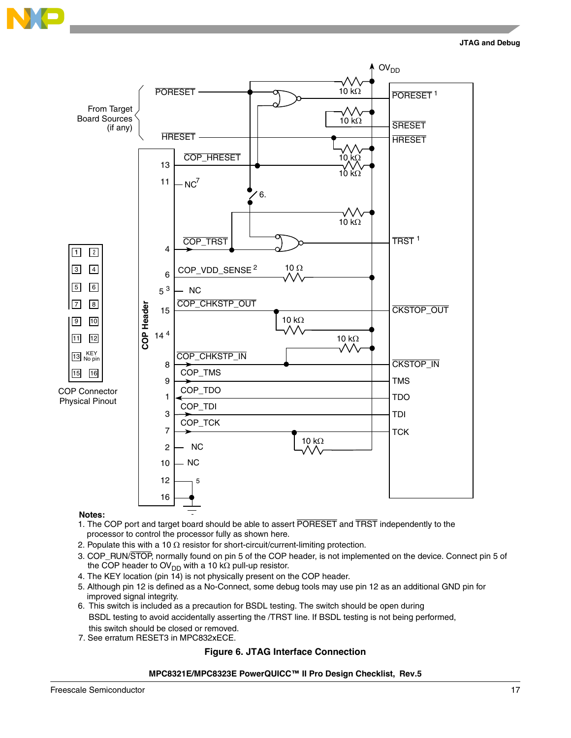**Notes:**

1. The COP port and target board should be able to assert PORESET and TRST independently to the processor to control the processor fully as shown here.
2. Populate this with a 10 Ω resistor for short-circuit/current-limiting protection.
3. COP_RUN/STOP, normally found on pin 5 of the COP header, is not implemented on the device. Connect pin 5 of the COP header to $OV_{DD}$ with a 10 kΩ pull-up resistor.
4. The KEY location (pin 14) is not physically present on the COP header.
5. Although pin 12 is defined as a No-Connect, some debug tools may use pin 12 as an additional GND pin for improved signal integrity.
6. This switch is included as a precaution for BSDL testing. The switch should be open during BSDL testing to avoid accidentally asserting the /TRST line. If BSDL testing is not being performed, this switch should be closed or removed.
7. See erratum RESET3 in MPC832xECE.

**Figure 6. JTAG Interface Connection**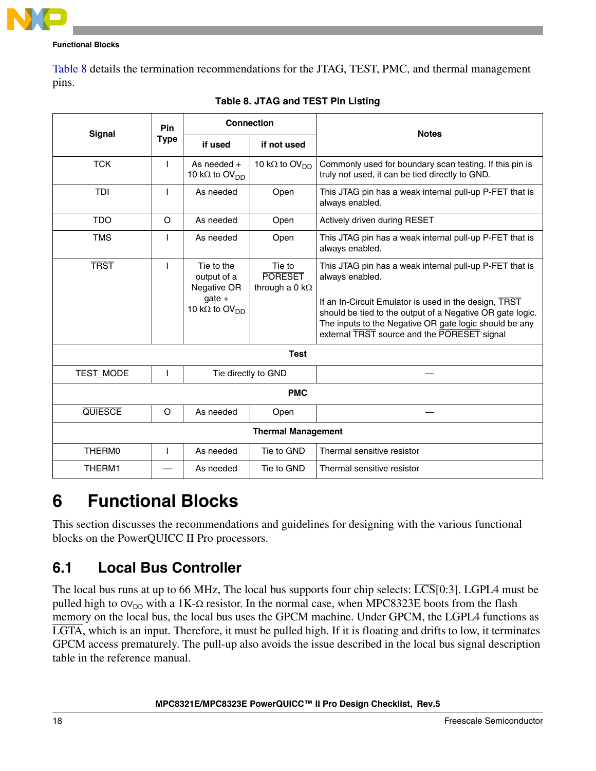Table 8 details the termination recommendations for the JTAG, TEST, PMC, and thermal management pins.

**Table 8. JTAG and TEST Pin Listing**

| Signal | Pin Type | Connection | | Notes |
|---|---|---|---|---|
| | | if used | if not used | |
| TCK | I | As needed + 10 kΩ to $OV_{DD}$ | 10 kΩ to $OV_{DD}$ | Commonly used for boundary scan testing. If this pin is truly not used, it can be tied directly to GND. |
| TDI | I | As needed | Open | This JTAG pin has a weak internal pull-up P-FET that is always enabled. |
| TDO | O | As needed | Open | Actively driven during RESET |
| TMS | I | As needed | Open | This JTAG pin has a weak internal pull-up P-FET that is always enabled. |
| $\overline{TRST}$ | I | Tie to the output of a Negative OR gate + 10 kΩ to $OV_{DD}$ | Tie to $\overline{PORESET}$ through a 0 kΩ | This JTAG pin has a weak internal pull-up P-FET that is always enabled.<br><br>If an In-Circuit Emulator is used in the design, $\overline{TRST}$ should be tied to the output of a Negative OR gate logic. The inputs to the Negative OR gate logic should be any external $\overline{TRST}$ source and the $\overline{PORESET}$ signal |
| **Test** | | | | |
| TEST_MODE | I | Tie directly to GND | | — |
| **PMC** | | | | |
| $\overline{QUIESCE}$ | O | As needed | Open | — |
| **Thermal Management** | | | | |
| THERM0 | I | As needed | Tie to GND | Thermal sensitive resistor |
| THERM1 | — | As needed | Tie to GND | Thermal sensitive resistor |

# 6 Functional Blocks

This section discusses the recommendations and guidelines for designing with the various functional blocks on the PowerQUICC II Pro processors.

## 6.1 Local Bus Controller

The local bus runs at up to 66 MHz, The local bus supports four chip selects: $\overline{LCS}$[0:3]. LGPL4 must be pulled high to $OV_{DD}$ with a 1K-Ω resistor. In the normal case, when MPC8323E boots from the flash memory on the local bus, the local bus uses the GPCM machine. Under GPCM, the LGPL4 functions as $\overline{LGTA}$, which is an input. Therefore, it must be pulled high. If it is floating and drifts to low, it terminates GPCM access prematurely. The pull-up also avoids the issue described in the local bus signal description table in the reference manual.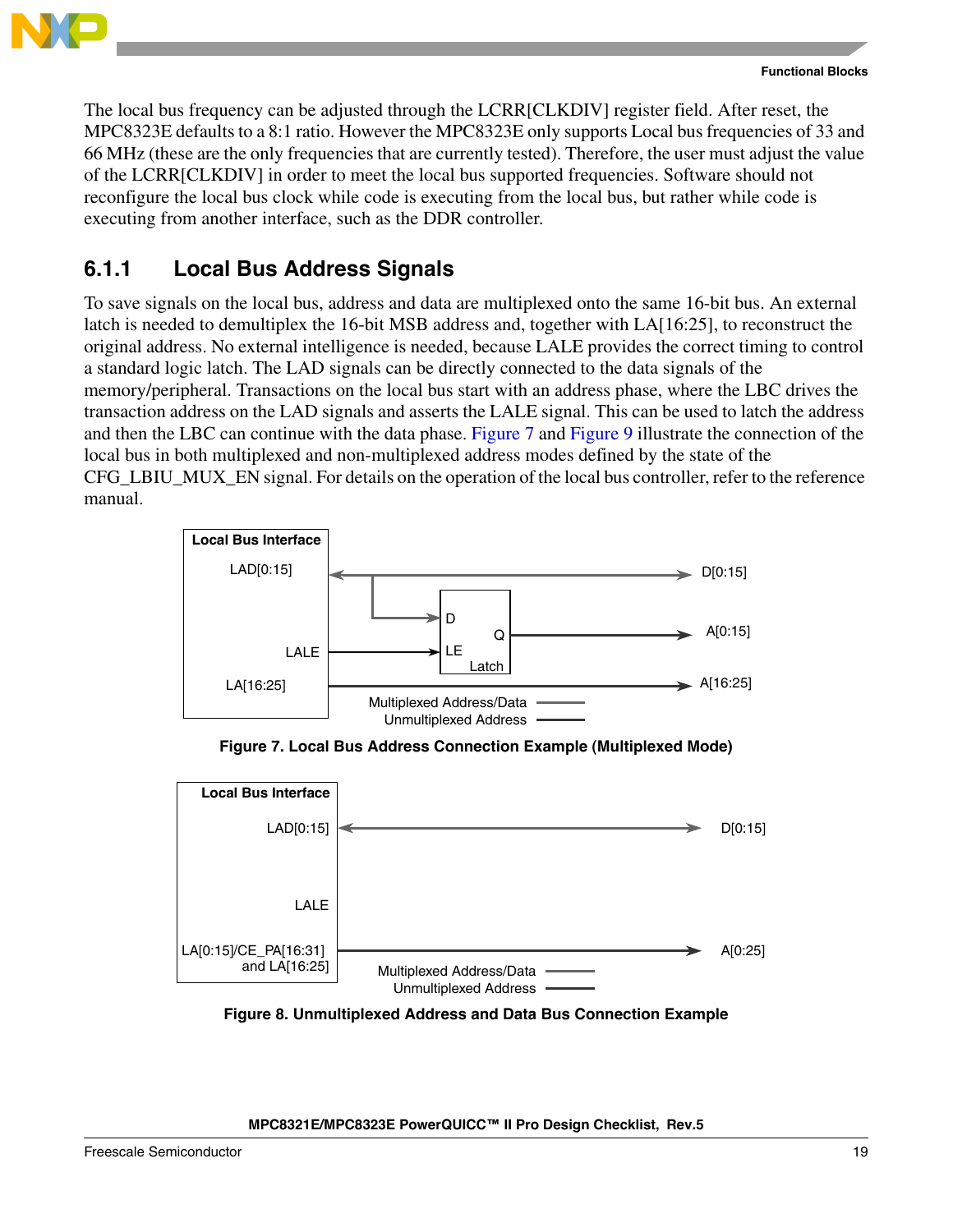The local bus frequency can be adjusted through the LCRR[CLKDIV] register field. After reset, the MPC8323E defaults to a 8:1 ratio. However the MPC8323E only supports Local bus frequencies of 33 and 66 MHz (these are the only frequencies that are currently tested). Therefore, the user must adjust the value of the LCRR[CLKDIV] in order to meet the local bus supported frequencies. Software should not reconfigure the local bus clock while code is executing from the local bus, but rather while code is executing from another interface, such as the DDR controller.

### 6.1.1 Local Bus Address Signals

To save signals on the local bus, address and data are multiplexed onto the same 16-bit bus. An external latch is needed to demultiplex the 16-bit MSB address and, together with LA[16:25], to reconstruct the original address. No external intelligence is needed, because LALE provides the correct timing to control a standard logic latch. The LAD signals can be directly connected to the data signals of the memory/peripheral. Transactions on the local bus start with an address phase, where the LBC drives the transaction address on the LAD signals and asserts the LALE signal. This can be used to latch the address and then the LBC can continue with the data phase. Figure 7 and Figure 9 illustrate the connection of the local bus in both multiplexed and non-multiplexed address modes defined by the state of the CFG_LBIU_MUX_EN signal. For details on the operation of the local bus controller, refer to the reference manual.

**Figure 7. Local Bus Address Connection Example (Multiplexed Mode)**

**Figure 8. Unmultiplexed Address and Data Bus Connection Example**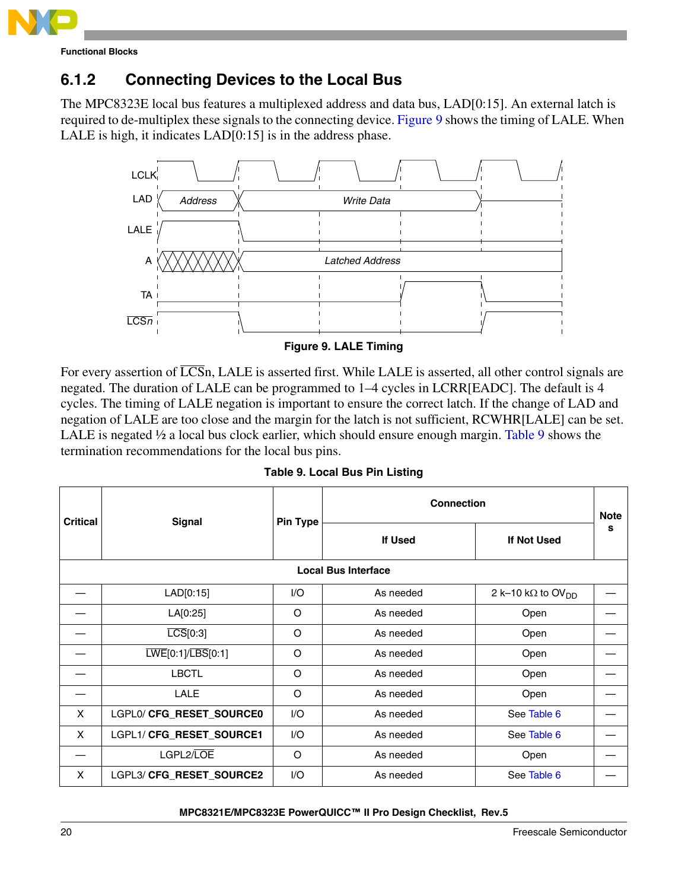## 6.1.2 Connecting Devices to the Local Bus

The MPC8323E local bus features a multiplexed address and data bus, LAD[0:15]. An external latch is required to de-multiplex these signals to the connecting device. Figure 9 shows the timing of LALE. When LALE is high, it indicates LAD[0:15] is in the address phase.

**Figure 9. LALE Timing**

For every assertion of $\overline{\text{LCS}}$n, LALE is asserted first. While LALE is asserted, all other control signals are negated. The duration of LALE can be programmed to 1–4 cycles in LCRR[EADC]. The default is 4 cycles. The timing of LALE negation is important to ensure the correct latch. If the change of LAD and negation of LALE are too close and the margin for the latch is not sufficient, RCWHR[LALE] can be set. LALE is negated ½ a local bus clock earlier, which should ensure enough margin. Table 9 shows the termination recommendations for the local bus pins.

**Table 9. Local Bus Pin Listing**

| Critical | Signal | Pin Type | Connection | | Notes |
|---|---|---|---|---|---|
| | | | If Used | If Not Used | |
| **Local Bus Interface** | | | | | |
| — | LAD[0:15] | I/O | As needed | 2 k–10 kΩ to $OV_{DD}$ | — |
| — | LA[0:25] | O | As needed | Open | — |
| — | $\overline{\text{LCS}}$[0:3] | O | As needed | Open | — |
| — | $\overline{\text{LWE}}$[0:1]/$\overline{\text{LBS}}$[0:1] | O | As needed | Open | — |
| — | LBCTL | O | As needed | Open | — |
| — | LALE | O | As needed | Open | — |
| X | LGPL0/ **CFG_RESET_SOURCE0** | I/O | As needed | See Table 6 | — |
| X | LGPL1/ **CFG_RESET_SOURCE1** | I/O | As needed | See Table 6 | — |
| — | LGPL2/$\overline{\text{LOE}}$ | O | As needed | Open | — |
| X | LGPL3/ **CFG_RESET_SOURCE2** | I/O | As needed | See Table 6 | — |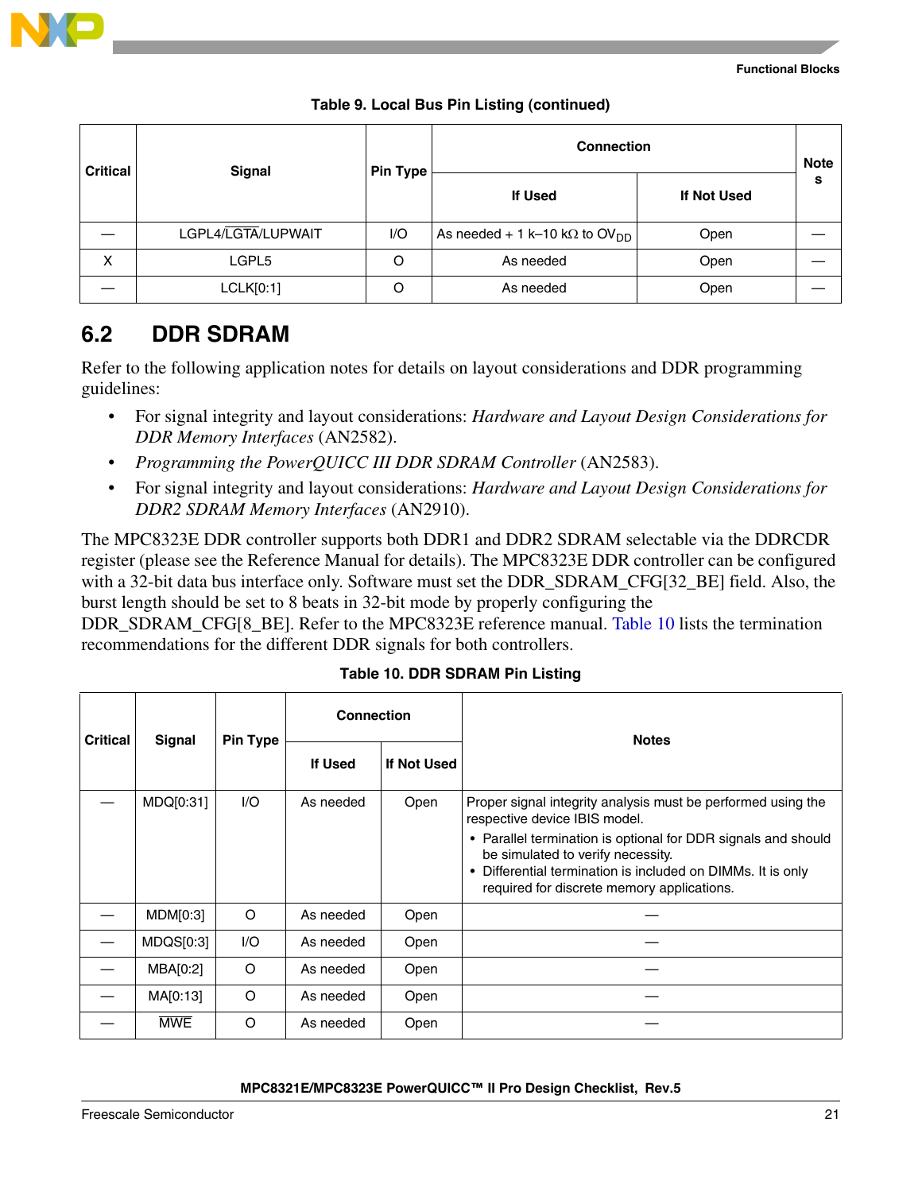**Table 9. Local Bus Pin Listing (continued)**

| Critical | Signal | Pin Type | Connection | | Notes |
|---|---|---|---|---|---|
| | | | If Used | If Not Used | |
| — | LGPL4/$\overline{\text{LGTA}}$/LUPWAIT | I/O | As needed + 1 k–10 kΩ to $OV_{DD}$ | Open | — |
| X | LGPL5 | O | As needed | Open | — |
| — | LCLK[0:1] | O | As needed | Open | — |

## 6.2 DDR SDRAM

Refer to the following application notes for details on layout considerations and DDR programming guidelines:

- For signal integrity and layout considerations: *Hardware and Layout Design Considerations for DDR Memory Interfaces* (AN2582).
- *Programming the PowerQUICC III DDR SDRAM Controller* (AN2583).
- For signal integrity and layout considerations: *Hardware and Layout Design Considerations for DDR2 SDRAM Memory Interfaces* (AN2910).

The MPC8323E DDR controller supports both DDR1 and DDR2 SDRAM selectable via the DDRCDR register (please see the Reference Manual for details). The MPC8323E DDR controller can be configured with a 32-bit data bus interface only. Software must set the DDR_SDRAM_CFG[32_BE] field. Also, the burst length should be set to 8 beats in 32-bit mode by properly configuring the DDR_SDRAM_CFG[8_BE]. Refer to the MPC8323E reference manual. Table 10 lists the termination recommendations for the different DDR signals for both controllers.

**Table 10. DDR SDRAM Pin Listing**

| Critical | Signal | Pin Type | Connection | | Notes |
|---|---|---|---|---|---|
| | | | If Used | If Not Used | |
| — | MDQ[0:31] | I/O | As needed | Open | Proper signal integrity analysis must be performed using the respective device IBIS model.<br>• Parallel termination is optional for DDR signals and should be simulated to verify necessity.<br>• Differential termination is included on DIMMs. It is only required for discrete memory applications. |
| — | MDM[0:3] | O | As needed | Open | — |
| — | MDQS[0:3] | I/O | As needed | Open | — |
| — | MBA[0:2] | O | As needed | Open | — |
| — | MA[0:13] | O | As needed | Open | — |
| — | $\overline{\text{MWE}}$ | O | As needed | Open | — |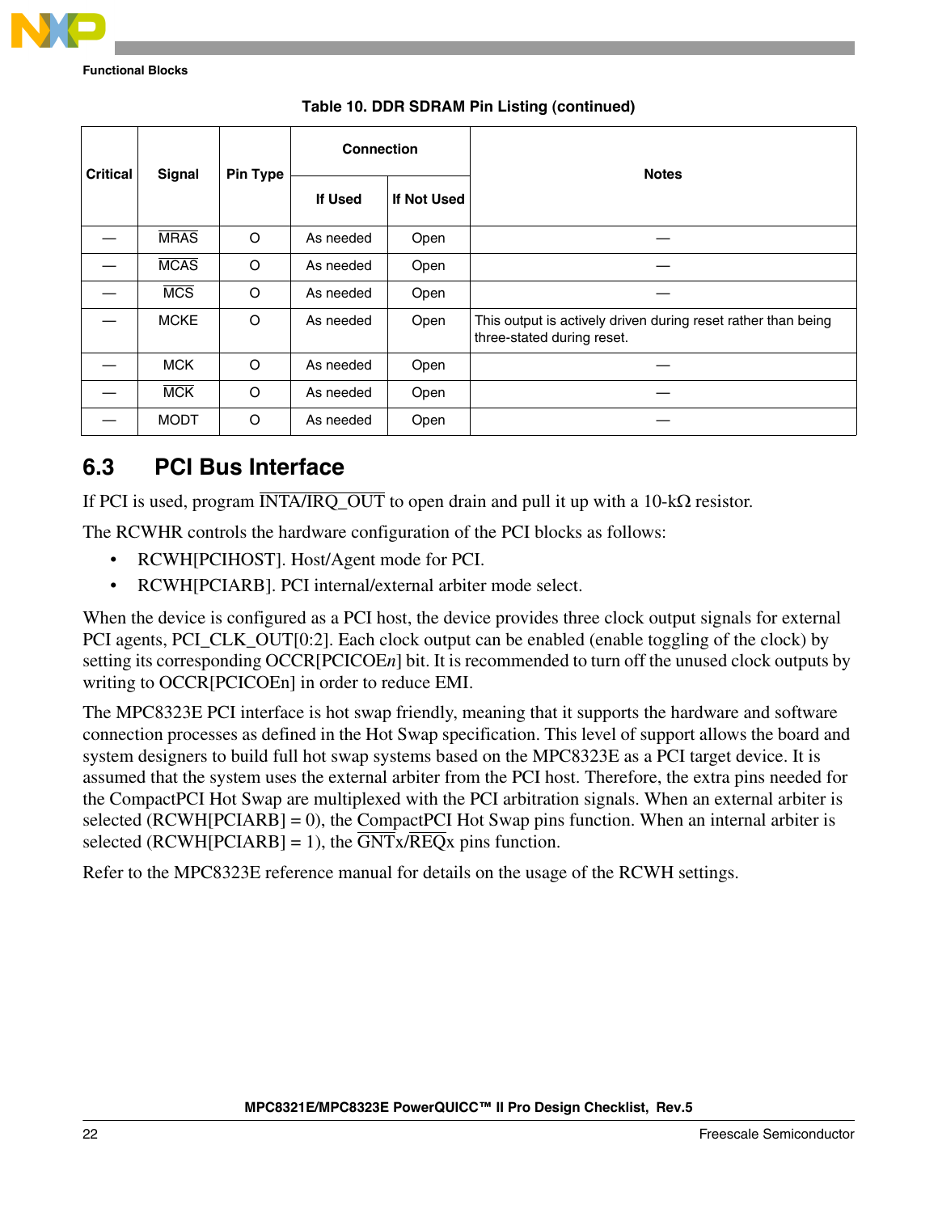**Table 10. DDR SDRAM Pin Listing (continued)**

| Critical | Signal | Pin Type | Connection | | Notes |
|---|---|---|---|---|---|
| | | | If Used | If Not Used | |
| — | $\overline{\text{MRAS}}$ | O | As needed | Open | — |
| — | $\overline{\text{MCAS}}$ | O | As needed | Open | — |
| — | $\overline{\text{MCS}}$ | O | As needed | Open | — |
| — | MCKE | O | As needed | Open | This output is actively driven during reset rather than being three-stated during reset. |
| — | MCK | O | As needed | Open | — |
| — | $\overline{\text{MCK}}$ | O | As needed | Open | — |
| — | MODT | O | As needed | Open | — |

## 6.3 PCI Bus Interface

If PCI is used, program $\overline{\text{INTA/IRQ\_OUT}}$ to open drain and pull it up with a 10-kΩ resistor.

The RCWHR controls the hardware configuration of the PCI blocks as follows:

- RCWH[PCIHOST]. Host/Agent mode for PCI.
- RCWH[PCIARB]. PCI internal/external arbiter mode select.

When the device is configured as a PCI host, the device provides three clock output signals for external PCI agents, PCI_CLK_OUT[0:2]. Each clock output can be enabled (enable toggling of the clock) by setting its corresponding OCCR[PCICOE*n*] bit. It is recommended to turn off the unused clock outputs by writing to OCCR[PCICOEn] in order to reduce EMI.

The MPC8323E PCI interface is hot swap friendly, meaning that it supports the hardware and software connection processes as defined in the Hot Swap specification. This level of support allows the board and system designers to build full hot swap systems based on the MPC8323E as a PCI target device. It is assumed that the system uses the external arbiter from the PCI host. Therefore, the extra pins needed for the CompactPCI Hot Swap are multiplexed with the PCI arbitration signals. When an external arbiter is selected (RCWH[PCIARB] = 0), the CompactPCI Hot Swap pins function. When an internal arbiter is selected (RCWH[PCIARB] = 1), the $\overline{\text{GNT}}$x/$\overline{\text{REQ}}$x pins function.

Refer to the MPC8323E reference manual for details on the usage of the RCWH settings.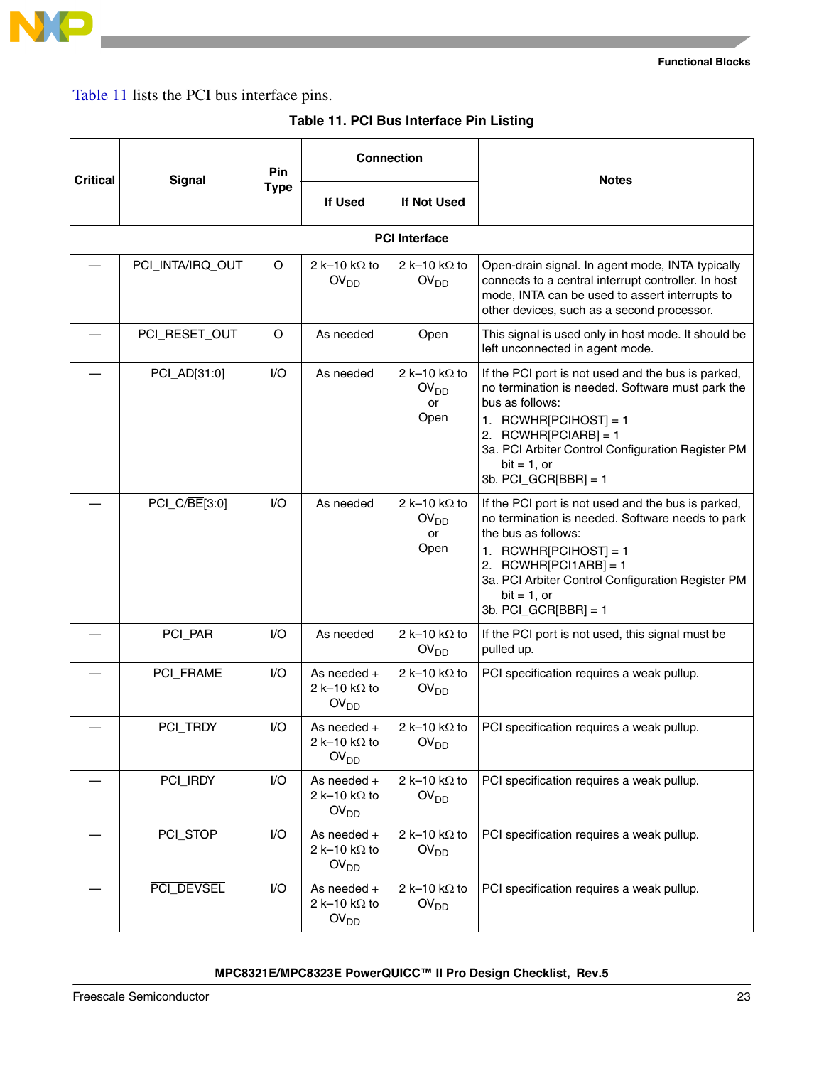Table 11 lists the PCI bus interface pins.

**Table 11. PCI Bus Interface Pin Listing**

| Critical | Signal | Pin Type | Connection | | Notes |
|---|---|---|---|---|---|
| | | | If Used | If Not Used | |
| **PCI Interface** | | | | | |
| — | PCI_INTA/IRQ_OUT | O | 2 k–10 kΩ to $OV_{DD}$ | 2 k–10 kΩ to $OV_{DD}$ | Open-drain signal. In agent mode, INTA typically connects to a central interrupt controller. In host mode, INTA can be used to assert interrupts to other devices, such as a second processor. |
| — | PCI_RESET_OUT | O | As needed | Open | This signal is used only in host mode. It should be left unconnected in agent mode. |
| — | PCI_AD[31:0] | I/O | As needed | 2 k–10 kΩ to $OV_{DD}$ or Open | If the PCI port is not used and the bus is parked, no termination is needed. Software must park the bus as follows:<br>1. RCWHR[PCIHOST] = 1<br>2. RCWHR[PCIARB] = 1<br>3a. PCI Arbiter Control Configuration Register PM bit = 1, or<br>3b. PCI_GCR[BBR] = 1 |
| — | PCI_C/BE[3:0] | I/O | As needed | 2 k–10 kΩ to $OV_{DD}$ or Open | If the PCI port is not used and the bus is parked, no termination is needed. Software needs to park the bus as follows:<br>1. RCWHR[PCIHOST] = 1<br>2. RCWHR[PCI1ARB] = 1<br>3a. PCI Arbiter Control Configuration Register PM bit = 1, or<br>3b. PCI_GCR[BBR] = 1 |
| — | PCI_PAR | I/O | As needed | 2 k–10 kΩ to $OV_{DD}$ | If the PCI port is not used, this signal must be pulled up. |
| — | PCI_FRAME | I/O | As needed + 2 k–10 kΩ to $OV_{DD}$ | 2 k–10 kΩ to $OV_{DD}$ | PCI specification requires a weak pullup. |
| — | PCI_TRDY | I/O | As needed + 2 k–10 kΩ to $OV_{DD}$ | 2 k–10 kΩ to $OV_{DD}$ | PCI specification requires a weak pullup. |
| — | PCI_IRDY | I/O | As needed + 2 k–10 kΩ to $OV_{DD}$ | 2 k–10 kΩ to $OV_{DD}$ | PCI specification requires a weak pullup. |
| — | PCI_STOP | I/O | As needed + 2 k–10 kΩ to $OV_{DD}$ | 2 k–10 kΩ to $OV_{DD}$ | PCI specification requires a weak pullup. |
| — | PCI_DEVSEL | I/O | As needed + 2 k–10 kΩ to $OV_{DD}$ | 2 k–10 kΩ to $OV_{DD}$ | PCI specification requires a weak pullup. |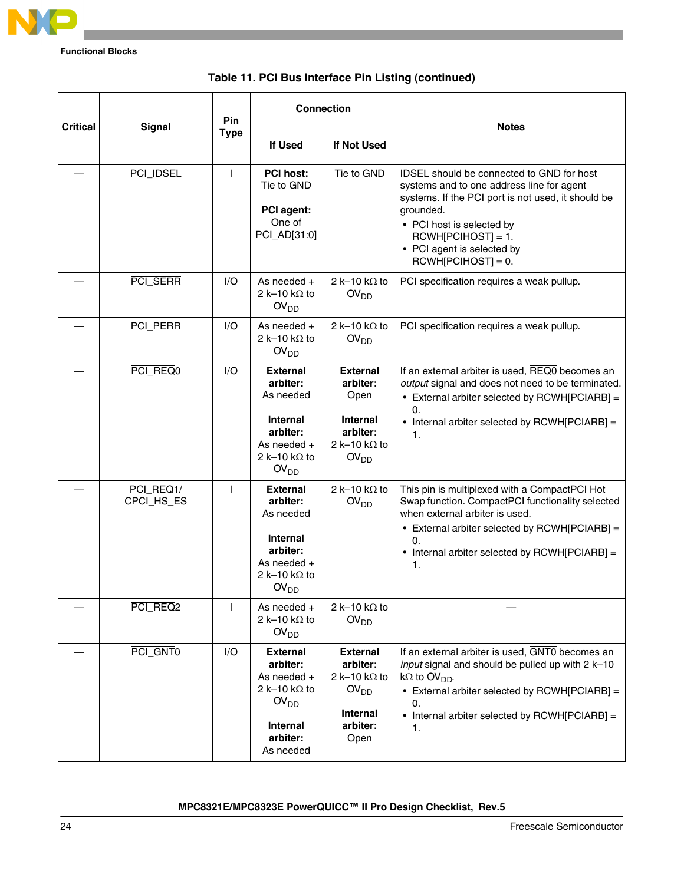**Table 11. PCI Bus Interface Pin Listing (continued)**

| Critical | Signal | Pin Type | Connection | | Notes |
|---|---|---|---|---|---|
| | | | If Used | If Not Used | |
| — | PCI_IDSEL | I | **PCI host:** Tie to GND<br><br>**PCI agent:** One of PCI_AD[31:0] | Tie to GND | IDSEL should be connected to GND for host systems and to one address line for agent systems. If the PCI port is not used, it should be grounded.<br>• PCI host is selected by RCWH[PCIHOST] = 1.<br>• PCI agent is selected by RCWH[PCIHOST] = 0. |
| — | $\overline{\text{PCI\_SERR}}$ | I/O | As needed + 2 k–10 kΩ to $OV_{DD}$ | 2 k–10 kΩ to $OV_{DD}$ | PCI specification requires a weak pullup. |
| — | $\overline{\text{PCI\_PERR}}$ | I/O | As needed + 2 k–10 kΩ to $OV_{DD}$ | 2 k–10 kΩ to $OV_{DD}$ | PCI specification requires a weak pullup. |
| — | $\overline{\text{PCI\_REQ0}}$ | I/O | **External arbiter:** As needed<br><br>**Internal arbiter:** As needed + 2 k–10 kΩ to $OV_{DD}$ | **External arbiter:** Open<br><br>**Internal arbiter:** 2 k–10 kΩ to $OV_{DD}$ | If an external arbiter is used, $\overline{\text{REQ0}}$ becomes an *output* signal and does not need to be terminated.<br>• External arbiter selected by RCWH[PCIARB] = 0.<br>• Internal arbiter selected by RCWH[PCIARB] = 1. |
| — | $\overline{\text{PCI\_REQ1}}$/ CPCI_HS_ES | I | **External arbiter:** As needed<br><br>**Internal arbiter:** As needed + 2 k–10 kΩ to $OV_{DD}$ | 2 k–10 kΩ to $OV_{DD}$ | This pin is multiplexed with a CompactPCI Hot Swap function. CompactPCI functionality selected when external arbiter is used.<br>• External arbiter selected by RCWH[PCIARB] = 0.<br>• Internal arbiter selected by RCWH[PCIARB] = 1. |
| — | $\overline{\text{PCI\_REQ2}}$ | I | As needed + 2 k–10 kΩ to $OV_{DD}$ | 2 k–10 kΩ to $OV_{DD}$ | — |
| — | $\overline{\text{PCI\_GNT0}}$ | I/O | **External arbiter:** As needed + 2 k–10 kΩ to $OV_{DD}$<br><br>**Internal arbiter:** As needed | **External arbiter:** 2 k–10 kΩ to $OV_{DD}$<br><br>**Internal arbiter:** Open | If an external arbiter is used, $\overline{\text{GNT0}}$ becomes an *input* signal and should be pulled up with 2 k–10 kΩ to $OV_{DD}$.<br>• External arbiter selected by RCWH[PCIARB] = 0.<br>• Internal arbiter selected by RCWH[PCIARB] = 1. |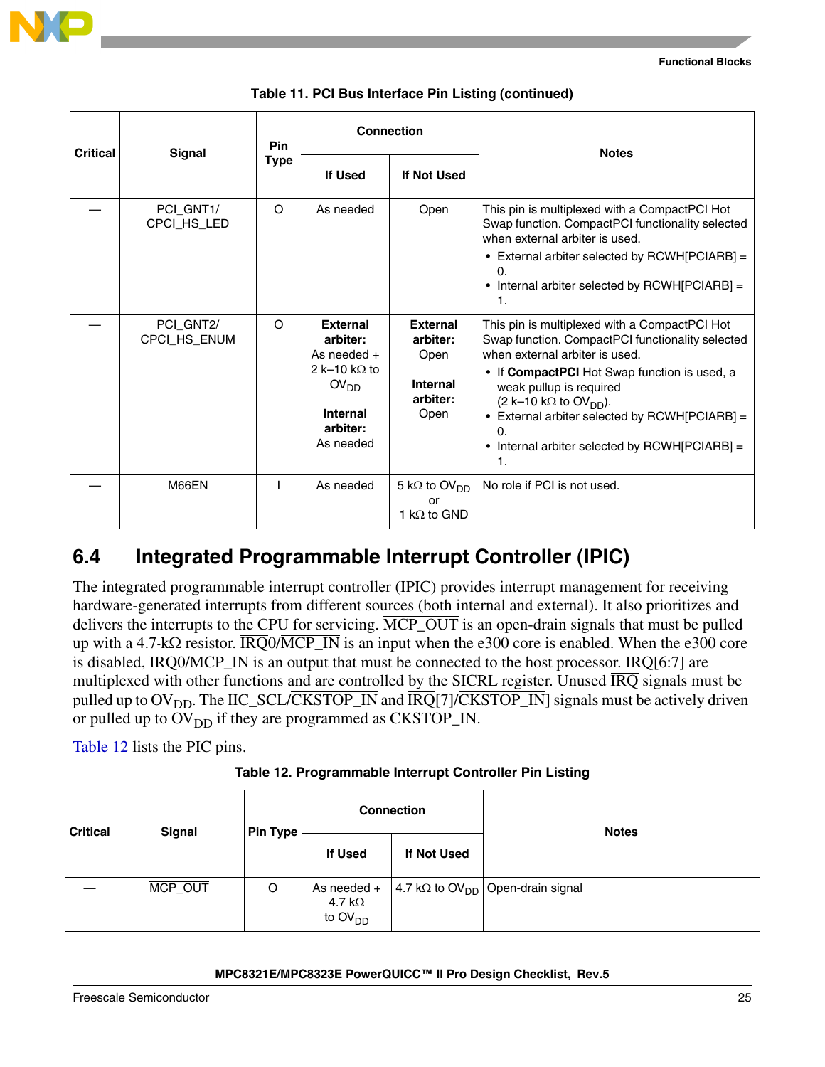**Table 11. PCI Bus Interface Pin Listing (continued)**

| Critical | Signal | Pin Type | Connection | | Notes |
|---|---|---|---|---|---|
| | | | If Used | If Not Used | |
| — | $\overline{\text{PCI\_GNT1}}$/ CPCI_HS_LED | O | As needed | Open | This pin is multiplexed with a CompactPCI Hot Swap function. CompactPCI functionality selected when external arbiter is used. • External arbiter selected by RCWH[PCIARB] = 0. • Internal arbiter selected by RCWH[PCIARB] = 1. |
| — | $\overline{\text{PCI\_GNT2}}$/ $\overline{\text{CPCI\_HS\_ENUM}}$ | O | **External arbiter:** As needed + 2 k–10 kΩ to $OV_{DD}$ **Internal arbiter:** As needed | **External arbiter:** Open **Internal arbiter:** Open | This pin is multiplexed with a CompactPCI Hot Swap function. CompactPCI functionality selected when external arbiter is used. • If **CompactPCI** Hot Swap function is used, a weak pullup is required (2 k–10 kΩ to $OV_{DD}$). • External arbiter selected by RCWH[PCIARB] = 0. • Internal arbiter selected by RCWH[PCIARB] = 1. |
| — | M66EN | I | As needed | 5 kΩ to $OV_{DD}$ or 1 kΩ to GND | No role if PCI is not used. |

## 6.4 Integrated Programmable Interrupt Controller (IPIC)

The integrated programmable interrupt controller (IPIC) provides interrupt management for receiving hardware-generated interrupts from different sources (both internal and external). It also prioritizes and delivers the interrupts to the CPU for servicing. $\overline{\text{MCP\_OUT}}$ is an open-drain signals that must be pulled up with a 4.7-kΩ resistor. $\overline{\text{IRQ0}}$/$\overline{\text{MCP\_IN}}$ is an input when the e300 core is enabled. When the e300 core is disabled, $\overline{\text{IRQ0}}$/$\overline{\text{MCP\_IN}}$ is an output that must be connected to the host processor. $\overline{\text{IRQ}}$[6:7] are multiplexed with other functions and are controlled by the SICRL register. Unused $\overline{\text{IRQ}}$ signals must be pulled up to $OV_{DD}$. The IIC_SCL/$\overline{\text{CKSTOP\_IN}}$ and $\overline{\text{IRQ}}$[7]/$\overline{\text{CKSTOP\_IN}}$] signals must be actively driven or pulled up to $OV_{DD}$ if they are programmed as $\overline{\text{CKSTOP\_IN}}$.

Table 12 lists the PIC pins.

**Table 12. Programmable Interrupt Controller Pin Listing**

| Critical | Signal | Pin Type | Connection | | Notes |
|---|---|---|---|---|---|
| | | | If Used | If Not Used | |
| — | $\overline{\text{MCP\_OUT}}$ | O | As needed + 4.7 kΩ to $OV_{DD}$ | 4.7 kΩ to $OV_{DD}$ | Open-drain signal |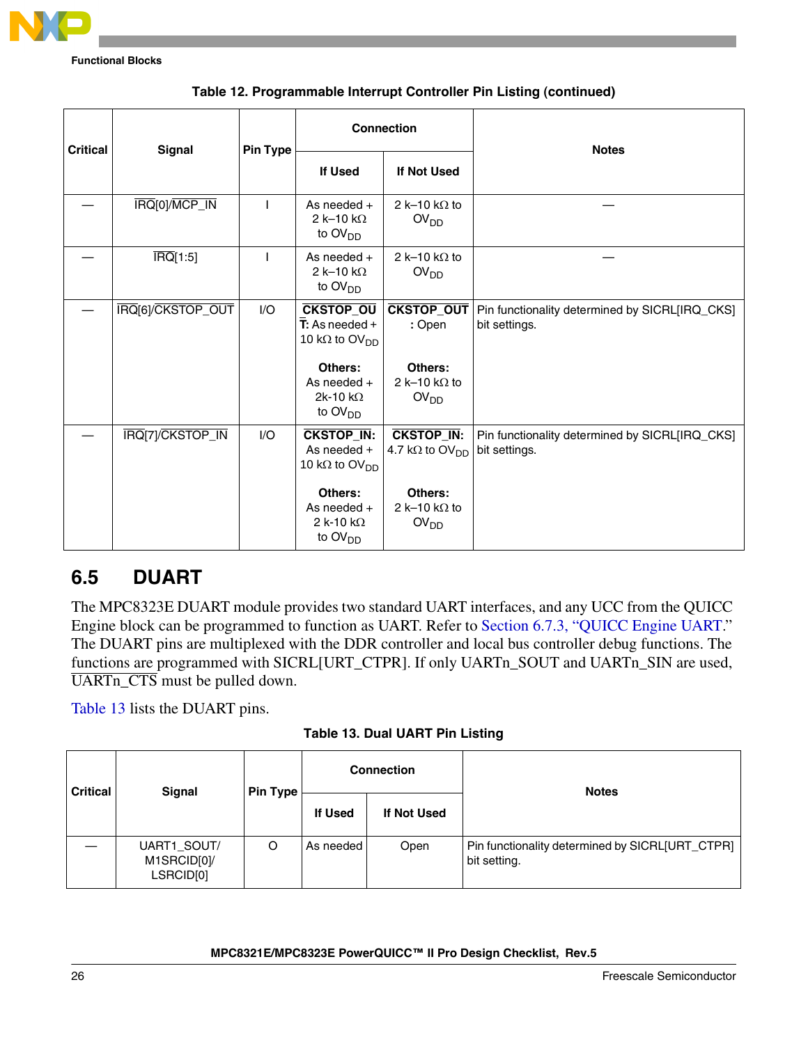**Table 12. Programmable Interrupt Controller Pin Listing (continued)**

| Critical | Signal | Pin Type | Connection | | Notes |
|---|---|---|---|---|---|
| | | | If Used | If Not Used | |
| — | IRQ[0]/MCP_IN | I | As needed + 2 k–10 kΩ to $OV_{DD}$ | 2 k–10 kΩ to $OV_{DD}$ | — |
| — | IRQ[1:5] | I | As needed + 2 k–10 kΩ to $OV_{DD}$ | 2 k–10 kΩ to $OV_{DD}$ | — |
| — | IRQ[6]/CKSTOP_OUT | I/O | **CKSTOP_OUT:** As needed + 10 kΩ to $OV_{DD}$<br><br>**Others:** As needed + 2k-10 kΩ to $OV_{DD}$ | **CKSTOP_OUT:** Open<br><br>**Others:** 2 k–10 kΩ to $OV_{DD}$ | Pin functionality determined by SICRL[IRQ_CKS] bit settings. |
| — | IRQ[7]/CKSTOP_IN | I/O | **CKSTOP_IN:** As needed + 10 kΩ to $OV_{DD}$<br><br>**Others:** As needed + 2 k-10 kΩ to $OV_{DD}$ | **CKSTOP_IN:** 4.7 kΩ to $OV_{DD}$<br><br>**Others:** 2 k–10 kΩ to $OV_{DD}$ | Pin functionality determined by SICRL[IRQ_CKS] bit settings. |

## 6.5 DUART

The MPC8323E DUART module provides two standard UART interfaces, and any UCC from the QUICC Engine block can be programmed to function as UART. Refer to Section 6.7.3, "QUICC Engine UART." The DUART pins are multiplexed with the DDR controller and local bus controller debug functions. The functions are programmed with SICRL[URT_CTPR]. If only UARTn_SOUT and UARTn_SIN are used, UARTn_CTS must be pulled down.

Table 13 lists the DUART pins.

**Table 13. Dual UART Pin Listing**

| Critical | Signal | Pin Type | Connection | | Notes |
|---|---|---|---|---|---|
| | | | If Used | If Not Used | |
| — | UART1_SOUT/ M1SRCID[0]/ LSRCID[0] | O | As needed | Open | Pin functionality determined by SICRL[URT_CTPR] bit setting. |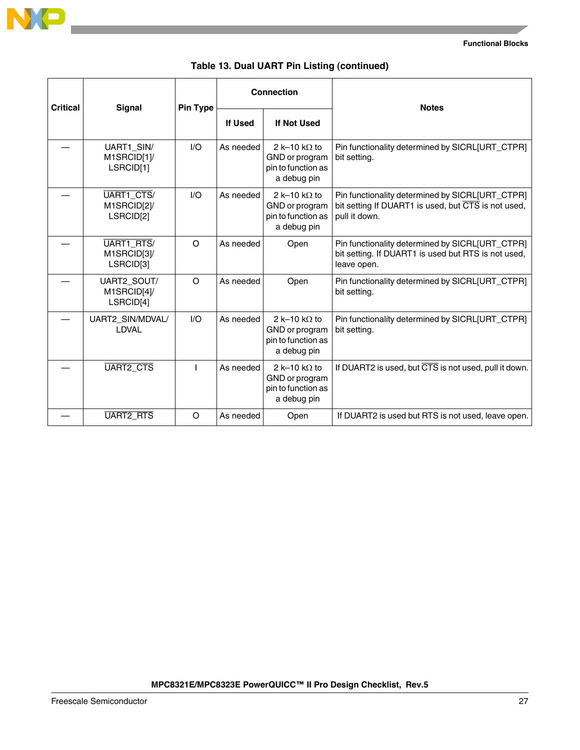**Table 13. Dual UART Pin Listing (continued)**

| Critical | Signal | Pin Type | Connection | | Notes |
|---|---|---|---|---|---|
| | | | If Used | If Not Used | |
| — | UART1_SIN/ M1SRCID[1]/ LSRCID[1] | I/O | As needed | 2 k–10 kΩ to GND or program pin to function as a debug pin | Pin functionality determined by SICRL[URT_CTPR] bit setting. |
| — | $\overline{\text{UART1\_CTS}}$/ M1SRCID[2]/ LSRCID[2] | I/O | As needed | 2 k–10 kΩ to GND or program pin to function as a debug pin | Pin functionality determined by SICRL[URT_CTPR] bit setting If DUART1 is used, but $\overline{\text{CTS}}$ is not used, pull it down. |
| — | $\overline{\text{UART1\_RTS}}$/ M1SRCID[3]/ LSRCID[3] | O | As needed | Open | Pin functionality determined by SICRL[URT_CTPR] bit setting. If DUART1 is used but RTS is not used, leave open. |
| — | UART2_SOUT/ M1SRCID[4]/ LSRCID[4] | O | As needed | Open | Pin functionality determined by SICRL[URT_CTPR] bit setting. |
| — | UART2_SIN/MDVAL/ LDVAL | I/O | As needed | 2 k–10 kΩ to GND or program pin to function as a debug pin | Pin functionality determined by SICRL[URT_CTPR] bit setting. |
| — | $\overline{\text{UART2\_CTS}}$ | I | As needed | 2 k–10 kΩ to GND or program pin to function as a debug pin | If DUART2 is used, but $\overline{\text{CTS}}$ is not used, pull it down. |
| — | $\overline{\text{UART2\_RTS}}$ | O | As needed | Open | If DUART2 is used but RTS is not used, leave open. |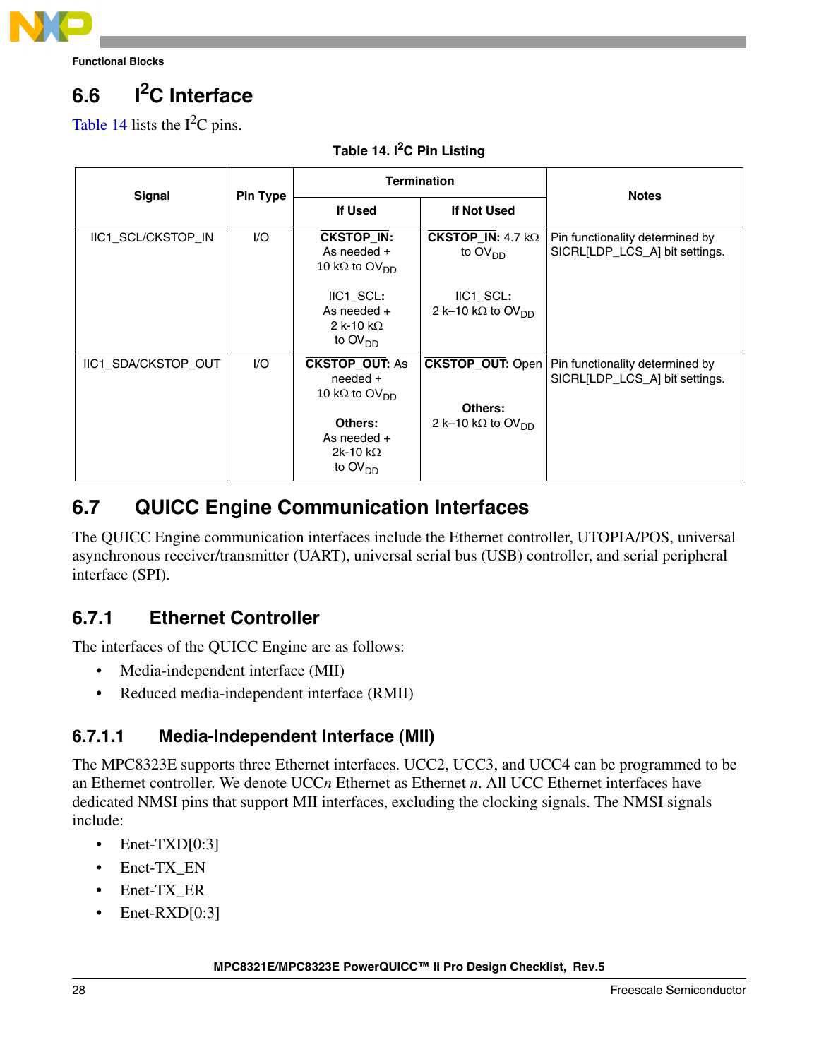## 6.6 I²C Interface

Table 14 lists the I²C pins.

**Table 14. I²C Pin Listing**

| Signal | Pin Type | Termination | | Notes |
|---|---|---|---|---|
| | | If Used | If Not Used | |
| IIC1_SCL/CKSTOP_IN | I/O | **CKSTOP_IN:** As needed + 10 kΩ to $OV_{DD}$<br><br>IIC1_SCL: As needed + 2 k-10 kΩ to $OV_{DD}$ | **CKSTOP_IN:** 4.7 kΩ to $OV_{DD}$<br><br>IIC1_SCL: 2 k–10 kΩ to $OV_{DD}$ | Pin functionality determined by SICRL[LDP_LCS_A] bit settings. |
| IIC1_SDA/CKSTOP_OUT | I/O | **CKSTOP_OUT:** As needed + 10 kΩ to $OV_{DD}$<br><br>**Others:** As needed + 2k-10 kΩ to $OV_{DD}$ | **CKSTOP_OUT:** Open<br><br>**Others:** 2 k–10 kΩ to $OV_{DD}$ | Pin functionality determined by SICRL[LDP_LCS_A] bit settings. |

## 6.7 QUICC Engine Communication Interfaces

The QUICC Engine communication interfaces include the Ethernet controller, UTOPIA/POS, universal asynchronous receiver/transmitter (UART), universal serial bus (USB) controller, and serial peripheral interface (SPI).

### 6.7.1 Ethernet Controller

The interfaces of the QUICC Engine are as follows:

- Media-independent interface (MII)
- Reduced media-independent interface (RMII)

#### 6.7.1.1 Media-Independent Interface (MII)

The MPC8323E supports three Ethernet interfaces. UCC2, UCC3, and UCC4 can be programmed to be an Ethernet controller. We denote UCC*n* Ethernet as Ethernet *n*. All UCC Ethernet interfaces have dedicated NMSI pins that support MII interfaces, excluding the clocking signals. The NMSI signals include:

- Enet-TXD[0:3]
- Enet-TX_EN
- Enet-TX_ER
- Enet-RXD[0:3]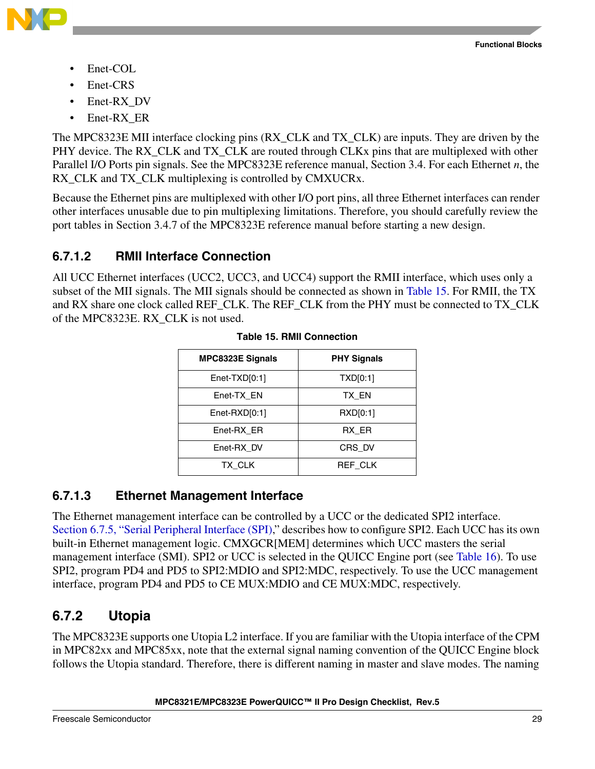- Enet-COL
- Enet-CRS
- Enet-RX_DV
- Enet-RX_ER

The MPC8323E MII interface clocking pins (RX_CLK and TX_CLK) are inputs. They are driven by the PHY device. The RX_CLK and TX_CLK are routed through CLKx pins that are multiplexed with other Parallel I/O Ports pin signals. See the MPC8323E reference manual, Section 3.4. For each Ethernet *n*, the RX_CLK and TX_CLK multiplexing is controlled by CMXUCRx.

Because the Ethernet pins are multiplexed with other I/O port pins, all three Ethernet interfaces can render other interfaces unusable due to pin multiplexing limitations. Therefore, you should carefully review the port tables in Section 3.4.7 of the MPC8323E reference manual before starting a new design.

#### 6.7.1.2 RMII Interface Connection

All UCC Ethernet interfaces (UCC2, UCC3, and UCC4) support the RMII interface, which uses only a subset of the MII signals. The MII signals should be connected as shown in Table 15. For RMII, the TX and RX share one clock called REF_CLK. The REF_CLK from the PHY must be connected to TX_CLK of the MPC8323E. RX_CLK is not used.

**Table 15. RMII Connection**

| MPC8323E Signals | PHY Signals |
|---|---|
| Enet-TXD[0:1] | TXD[0:1] |
| Enet-TX_EN | TX_EN |
| Enet-RXD[0:1] | RXD[0:1] |
| Enet-RX_ER | RX_ER |
| Enet-RX_DV | CRS_DV |
| TX_CLK | REF_CLK |

#### 6.7.1.3 Ethernet Management Interface

The Ethernet management interface can be controlled by a UCC or the dedicated SPI2 interface. Section 6.7.5, "Serial Peripheral Interface (SPI)," describes how to configure SPI2. Each UCC has its own built-in Ethernet management logic. CMXGCR[MEM] determines which UCC masters the serial management interface (SMI). SPI2 or UCC is selected in the QUICC Engine port (see Table 16). To use SPI2, program PD4 and PD5 to SPI2:MDIO and SPI2:MDC, respectively. To use the UCC management interface, program PD4 and PD5 to CE MUX:MDIO and CE MUX:MDC, respectively.

### 6.7.2 Utopia

The MPC8323E supports one Utopia L2 interface. If you are familiar with the Utopia interface of the CPM in MPC82xx and MPC85xx, note that the external signal naming convention of the QUICC Engine block follows the Utopia standard. Therefore, there is different naming in master and slave modes. The naming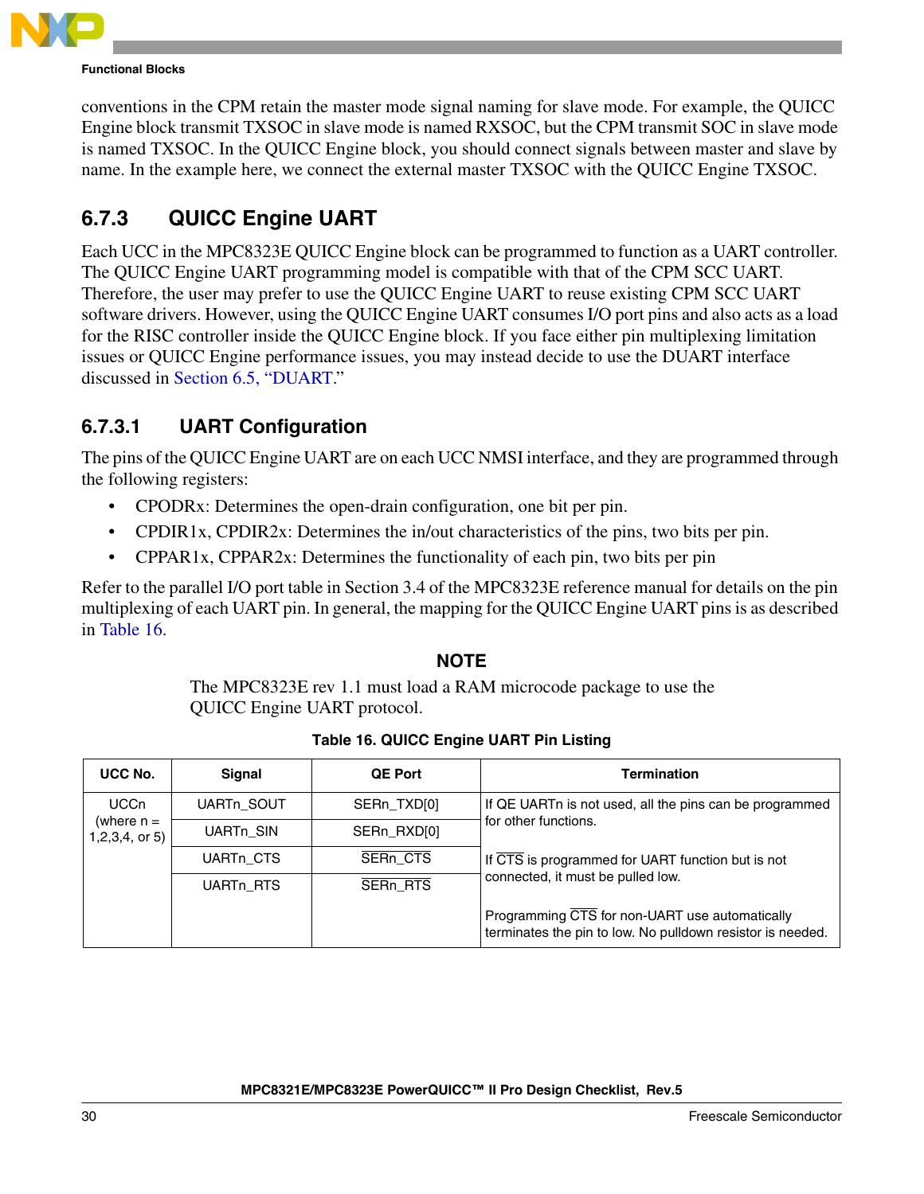conventions in the CPM retain the master mode signal naming for slave mode. For example, the QUICC Engine block transmit TXSOC in slave mode is named RXSOC, but the CPM transmit SOC in slave mode is named TXSOC. In the QUICC Engine block, you should connect signals between master and slave by name. In the example here, we connect the external master TXSOC with the QUICC Engine TXSOC.

## 6.7.3 QUICC Engine UART

Each UCC in the MPC8323E QUICC Engine block can be programmed to function as a UART controller. The QUICC Engine UART programming model is compatible with that of the CPM SCC UART. Therefore, the user may prefer to use the QUICC Engine UART to reuse existing CPM SCC UART software drivers. However, using the QUICC Engine UART consumes I/O port pins and also acts as a load for the RISC controller inside the QUICC Engine block. If you face either pin multiplexing limitation issues or QUICC Engine performance issues, you may instead decide to use the DUART interface discussed in Section 6.5, "DUART."

### 6.7.3.1 UART Configuration

The pins of the QUICC Engine UART are on each UCC NMSI interface, and they are programmed through the following registers:

- CPODRx: Determines the open-drain configuration, one bit per pin.
- CPDIR1x, CPDIR2x: Determines the in/out characteristics of the pins, two bits per pin.
- CPPAR1x, CPPAR2x: Determines the functionality of each pin, two bits per pin

Refer to the parallel I/O port table in Section 3.4 of the MPC8323E reference manual for details on the pin multiplexing of each UART pin. In general, the mapping for the QUICC Engine UART pins is as described in Table 16.

**NOTE**

The MPC8323E rev 1.1 must load a RAM microcode package to use the QUICC Engine UART protocol.

**Table 16. QUICC Engine UART Pin Listing**

| UCC No. | Signal | QE Port | Termination |
|---|---|---|---|
| UCCn (where n = 1,2,3,4, or 5) | UARTn_SOUT | SERn_TXD[0] | If QE UARTn is not used, all the pins can be programmed for other functions. |
| | UARTn_SIN | SERn_RXD[0] | |
| | UARTn_CTS | SERn_CTS | If CTS is programmed for UART function but is not connected, it must be pulled low. |
| | UARTn_RTS | SERn_RTS | Programming CTS for non-UART use automatically terminates the pin to low. No pulldown resistor is needed. |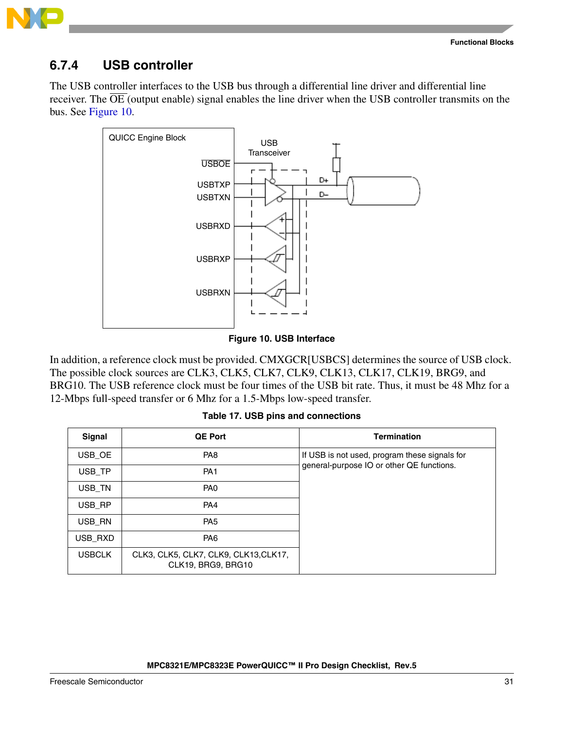## 6.7.4 USB controller

The USB controller interfaces to the USB bus through a differential line driver and differential line receiver. The $\overline{\text{OE}}$ (output enable) signal enables the line driver when the USB controller transmits on the bus. See Figure 10.

Figure 10. USB Interface

In addition, a reference clock must be provided. CMXGCR[USBCS] determines the source of USB clock. The possible clock sources are CLK3, CLK5, CLK7, CLK9, CLK13, CLK17, CLK19, BRG9, and BRG10. The USB reference clock must be four times of the USB bit rate. Thus, it must be 48 Mhz for a 12-Mbps full-speed transfer or 6 Mhz for a 1.5-Mbps low-speed transfer.

**Table 17. USB pins and connections**

| Signal | QE Port | Termination |
|---|---|---|
| USB_OE | PA8 | If USB is not used, program these signals for general-purpose IO or other QE functions. |
| USB_TP | PA1 | |
| USB_TN | PA0 | |
| USB_RP | PA4 | |
| USB_RN | PA5 | |
| USB_RXD | PA6 | |
| USBCLK | CLK3, CLK5, CLK7, CLK9, CLK13,CLK17, CLK19, BRG9, BRG10 | |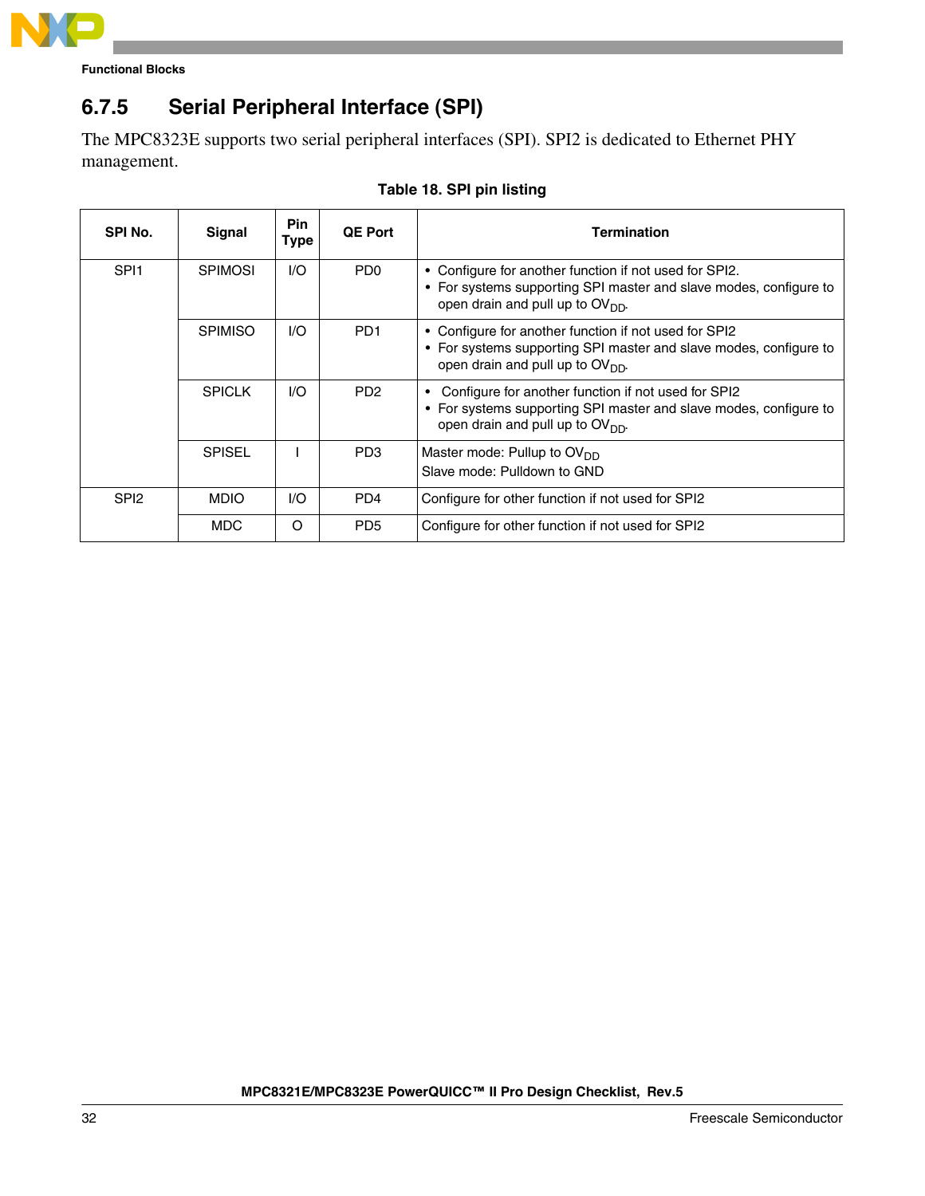### 6.7.5 Serial Peripheral Interface (SPI)

The MPC8323E supports two serial peripheral interfaces (SPI). SPI2 is dedicated to Ethernet PHY management.

**Table 18. SPI pin listing**

| SPI No. | Signal | Pin Type | QE Port | Termination |
|---|---|---|---|---|
| SPI1 | SPIMOSI | I/O | PD0 | • Configure for another function if not used for SPI2.<br>• For systems supporting SPI master and slave modes, configure to open drain and pull up to $OV_{DD}$. |
| | SPIMISO | I/O | PD1 | • Configure for another function if not used for SPI2<br>• For systems supporting SPI master and slave modes, configure to open drain and pull up to $OV_{DD}$. |
| | SPICLK | I/O | PD2 | • Configure for another function if not used for SPI2<br>• For systems supporting SPI master and slave modes, configure to open drain and pull up to $OV_{DD}$. |
| | SPISEL | I | PD3 | Master mode: Pullup to $OV_{DD}$<br>Slave mode: Pulldown to GND |
| SPI2 | MDIO | I/O | PD4 | Configure for other function if not used for SPI2 |
| | MDC | O | PD5 | Configure for other function if not used for SPI2 |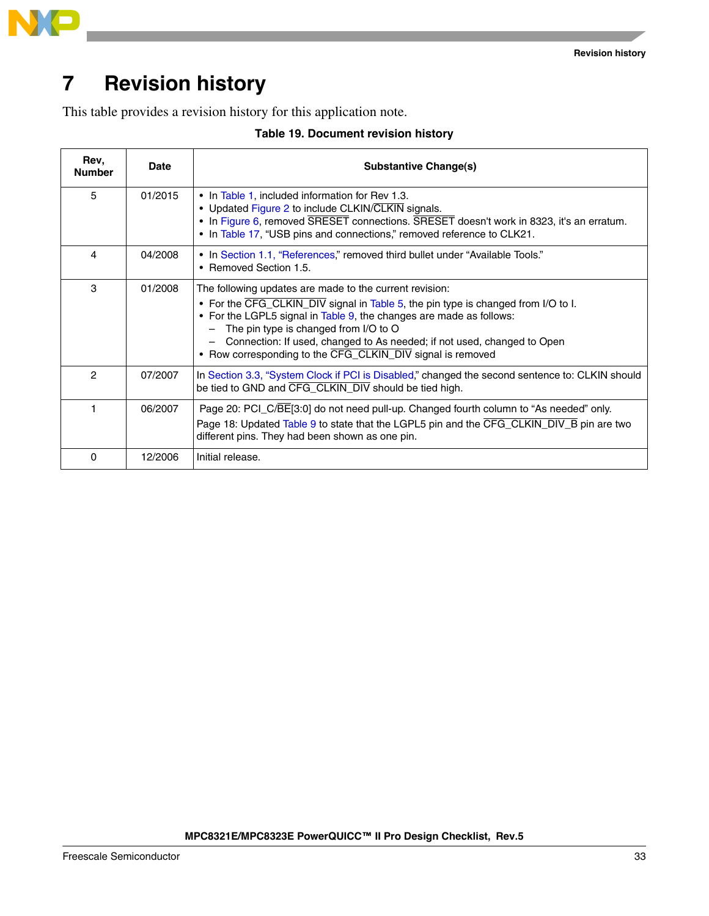# 7 Revision history

This table provides a revision history for this application note.

**Table 19. Document revision history**

| Rev, Number | Date | Substantive Change(s) |
|---|---|---|
| 5 | 01/2015 | • In Table 1, included information for Rev 1.3.<br>• Updated Figure 2 to include CLKIN/CLKIN signals.<br>• In Figure 6, removed SRESET connections. SRESET doesn't work in 8323, it's an erratum.<br>• In Table 17, “USB pins and connections,” removed reference to CLK21. |
| 4 | 04/2008 | • In Section 1.1, “References,” removed third bullet under “Available Tools.”<br>• Removed Section 1.5. |
| 3 | 01/2008 | The following updates are made to the current revision:<br>• For the CFG_CLKIN_DIV signal in Table 5, the pin type is changed from I/O to I.<br>• For the LGPL5 signal in Table 9, the changes are made as follows:<br>– The pin type is changed from I/O to O<br>– Connection: If used, changed to As needed; if not used, changed to Open<br>• Row corresponding to the CFG_CLKIN_DIV signal is removed |
| 2 | 07/2007 | In Section 3.3, “System Clock if PCI is Disabled,” changed the second sentence to: CLKIN should be tied to GND and CFG_CLKIN_DIV should be tied high. |
| 1 | 06/2007 | Page 20: PCI_C/BE[3:0] do not need pull-up. Changed fourth column to “As needed” only.<br>Page 18: Updated Table 9 to state that the LGPL5 pin and the CFG_CLKIN_DIV_B pin are two different pins. They had been shown as one pin. |
| 0 | 12/2006 | Initial release. |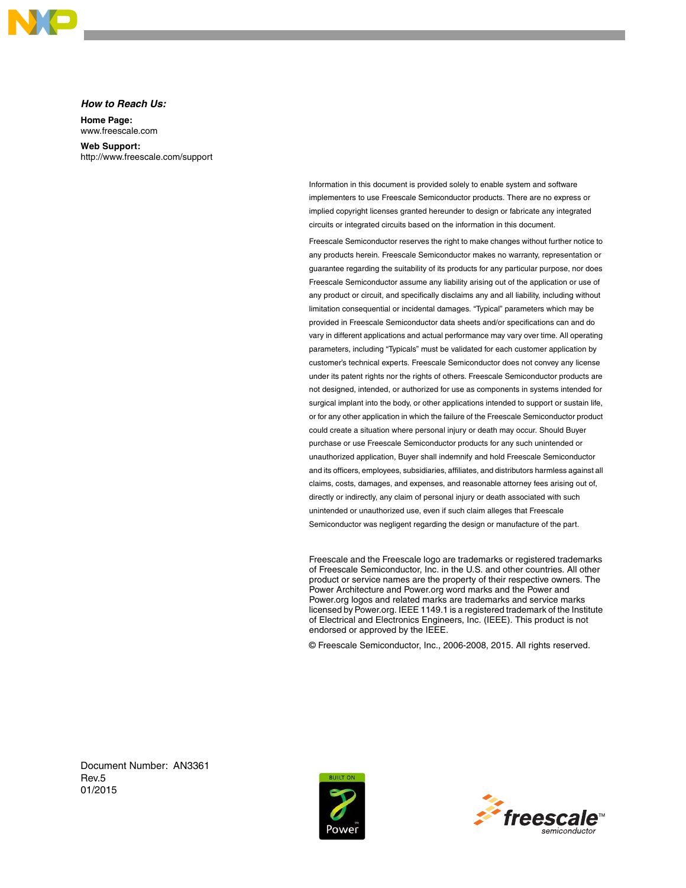*How to Reach Us:*

**Home Page:**
www.freescale.com

**Web Support:**
http://www.freescale.com/support

Information in this document is provided solely to enable system and software implementers to use Freescale Semiconductor products. There are no express or implied copyright licenses granted hereunder to design or fabricate any integrated circuits or integrated circuits based on the information in this document.

Freescale Semiconductor reserves the right to make changes without further notice to any products herein. Freescale Semiconductor makes no warranty, representation or guarantee regarding the suitability of its products for any particular purpose, nor does Freescale Semiconductor assume any liability arising out of the application or use of any product or circuit, and specifically disclaims any and all liability, including without limitation consequential or incidental damages. "Typical" parameters which may be provided in Freescale Semiconductor data sheets and/or specifications can and do vary in different applications and actual performance may vary over time. All operating parameters, including "Typicals" must be validated for each customer application by customer's technical experts. Freescale Semiconductor does not convey any license under its patent rights nor the rights of others. Freescale Semiconductor products are not designed, intended, or authorized for use as components in systems intended for surgical implant into the body, or other applications intended to support or sustain life, or for any other application in which the failure of the Freescale Semiconductor product could create a situation where personal injury or death may occur. Should Buyer purchase or use Freescale Semiconductor products for any such unintended or unauthorized application, Buyer shall indemnify and hold Freescale Semiconductor and its officers, employees, subsidiaries, affiliates, and distributors harmless against all claims, costs, damages, and expenses, and reasonable attorney fees arising out of, directly or indirectly, any claim of personal injury or death associated with such unintended or unauthorized use, even if such claim alleges that Freescale Semiconductor was negligent regarding the design or manufacture of the part.

Freescale and the Freescale logo are trademarks or registered trademarks of Freescale Semiconductor, Inc. in the U.S. and other countries. All other product or service names are the property of their respective owners. The Power Architecture and Power.org word marks and the Power and Power.org logos and related marks are trademarks and service marks licensed by Power.org. IEEE 1149.1 is a registered trademark of the Institute of Electrical and Electronics Engineers, Inc. (IEEE). This product is not endorsed or approved by the IEEE.

© Freescale Semiconductor, Inc., 2006-2008, 2015. All rights reserved.

Document Number: AN3361
Rev.5
01/2015